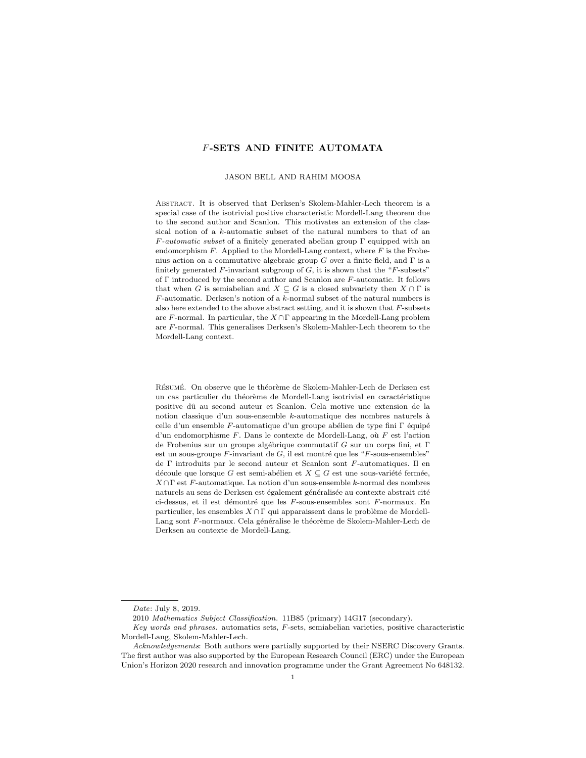# $F$-SETS AND FINITE AUTOMATA

JASON BELL AND RAHIM MOOSA

Abstract. It is observed that Derksen's Skolem-Mahler-Lech theorem is a special case of the isotrivial positive characteristic Mordell-Lang theorem due to the second author and Scanlon. This motivates an extension of the classical notion of a $k$-automatic subset of the natural numbers to that of an *$F$-automatic subset* of a finitely generated abelian group $\Gamma$ equipped with an endomorphism $F$. Applied to the Mordell-Lang context, where $F$ is the Frobenius action on a commutative algebraic group $G$ over a finite field, and $\Gamma$ is a finitely generated $F$-invariant subgroup of $G$, it is shown that the "$F$-subsets" of $\Gamma$ introduced by the second author and Scanlon are $F$-automatic. It follows that when $G$ is semiabelian and $X \subseteq G$ is a closed subvariety then $X \cap \Gamma$ is $F$-automatic. Derksen's notion of a $k$-normal subset of the natural numbers is also here extended to the above abstract setting, and it is shown that $F$-subsets are $F$-normal. In particular, the $X \cap \Gamma$ appearing in the Mordell-Lang problem are $F$-normal. This generalises Derksen's Skolem-Mahler-Lech theorem to the Mordell-Lang context.

Résumé. On observe que le théorème de Skolem-Mahler-Lech de Derksen est un cas particulier du théorème de Mordell-Lang isotrivial en caractéristique positive dû au second auteur et Scanlon. Cela motive une extension de la notion classique d'un sous-ensemble $k$-automatique des nombres naturels à celle d'un ensemble $F$-automatique d'un groupe abélien de type fini $\Gamma$ équipé d'un endomorphisme $F$. Dans le contexte de Mordell-Lang, où $F$ est l'action de Frobenius sur un groupe algébrique commutatif $G$ sur un corps fini, et $\Gamma$ est un sous-groupe $F$-invariant de $G$, il est montré que les "$F$-sous-ensembles" de $\Gamma$ introduits par le second auteur et Scanlon sont $F$-automatiques. Il en découle que lorsque $G$ est semi-abélien et $X \subseteq G$ est une sous-variété fermée, $X \cap \Gamma$ est $F$-automatique. La notion d'un sous-ensemble $k$-normal des nombres naturels au sens de Derksen est également généralisée au contexte abstrait cité ci-dessus, et il est démontré que les $F$-sous-ensembles sont $F$-normaux. En particulier, les ensembles $X \cap \Gamma$ qui apparaissent dans le problème de Mordell-Lang sont $F$-normaux. Cela généralise le théorème de Skolem-Mahler-Lech de Derksen au contexte de Mordell-Lang.

---

*Date*: July 8, 2019.

2010 *Mathematics Subject Classification.* 11B85 (primary) 14G17 (secondary).

*Key words and phrases.* automatics sets, $F$-sets, semiabelian varieties, positive characteristic Mordell-Lang, Skolem-Mahler-Lech.

*Acknowledgements*: Both authors were partially supported by their NSERC Discovery Grants. The first author was also supported by the European Research Council (ERC) under the European Union's Horizon 2020 research and innovation programme under the Grant Agreement No 648132.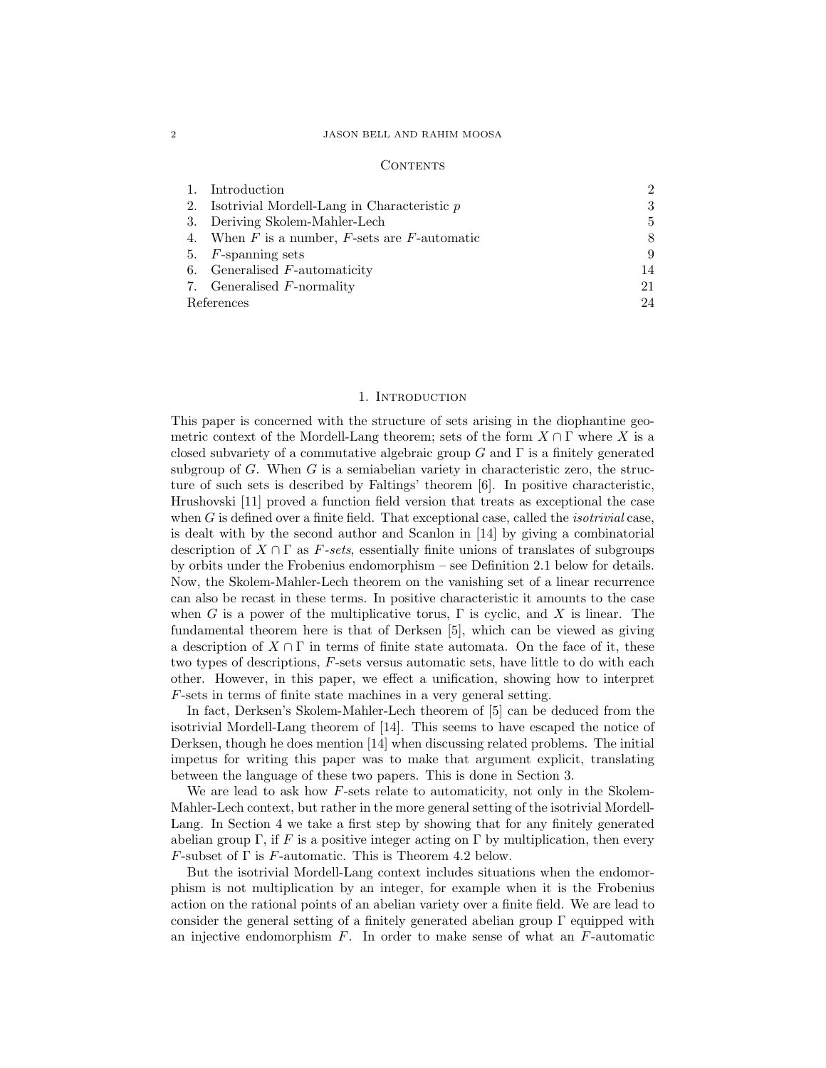## Contents

| | | |
|---|---|---|
| 1. | Introduction | 2 |
| 2. | Isotrivial Mordell-Lang in Characteristic $p$ | 3 |
| 3. | Deriving Skolem-Mahler-Lech | 5 |
| 4. | When $F$ is a number, $F$-sets are $F$-automatic | 8 |
| 5. | $F$-spanning sets | 9 |
| 6. | Generalised $F$-automaticity | 14 |
| 7. | Generalised $F$-normality | 21 |
| | References | 24 |

## 1. Introduction

This paper is concerned with the structure of sets arising in the diophantine geometric context of the Mordell-Lang theorem; sets of the form $X \cap \Gamma$ where $X$ is a closed subvariety of a commutative algebraic group $G$ and $\Gamma$ is a finitely generated subgroup of $G$. When $G$ is a semiabelian variety in characteristic zero, the structure of such sets is described by Faltings' theorem [6]. In positive characteristic, Hrushovski [11] proved a function field version that treats as exceptional the case when $G$ is defined over a finite field. That exceptional case, called the *isotrivial* case, is dealt with by the second author and Scanlon in [14] by giving a combinatorial description of $X \cap \Gamma$ as *$F$-sets*, essentially finite unions of translates of subgroups by orbits under the Frobenius endomorphism – see Definition 2.1 below for details. Now, the Skolem-Mahler-Lech theorem on the vanishing set of a linear recurrence can also be recast in these terms. In positive characteristic it amounts to the case when $G$ is a power of the multiplicative torus, $\Gamma$ is cyclic, and $X$ is linear. The fundamental theorem here is that of Derksen [5], which can be viewed as giving a description of $X \cap \Gamma$ in terms of finite state automata. On the face of it, these two types of descriptions, $F$-sets versus automatic sets, have little to do with each other. However, in this paper, we effect a unification, showing how to interpret $F$-sets in terms of finite state machines in a very general setting.

In fact, Derksen's Skolem-Mahler-Lech theorem of [5] can be deduced from the isotrivial Mordell-Lang theorem of [14]. This seems to have escaped the notice of Derksen, though he does mention [14] when discussing related problems. The initial impetus for writing this paper was to make that argument explicit, translating between the language of these two papers. This is done in Section 3.

We are lead to ask how $F$-sets relate to automaticity, not only in the Skolem-Mahler-Lech context, but rather in the more general setting of the isotrivial Mordell-Lang. In Section 4 we take a first step by showing that for any finitely generated abelian group $\Gamma$, if $F$ is a positive integer acting on $\Gamma$ by multiplication, then every $F$-subset of $\Gamma$ is $F$-automatic. This is Theorem 4.2 below.

But the isotrivial Mordell-Lang context includes situations when the endomorphism is not multiplication by an integer, for example when it is the Frobenius action on the rational points of an abelian variety over a finite field. We are lead to consider the general setting of a finitely generated abelian group $\Gamma$ equipped with an injective endomorphism $F$. In order to make sense of what an $F$-automatic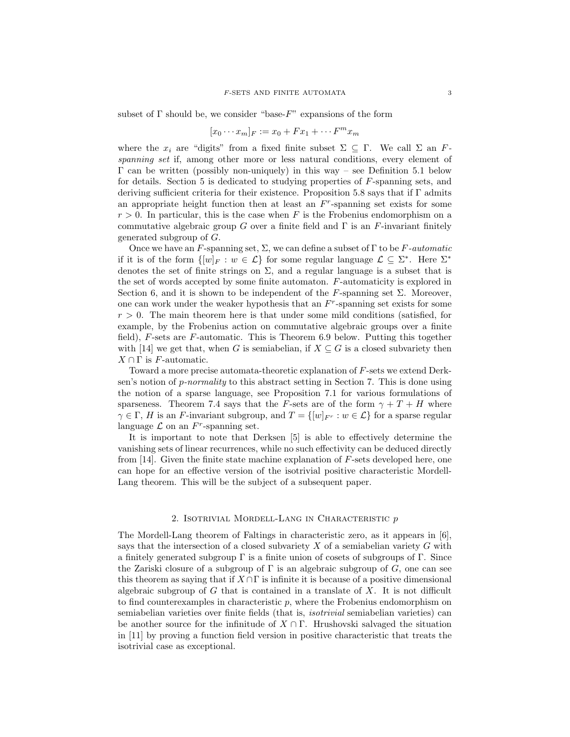subset of $\Gamma$ should be, we consider "base-$F$" expansions of the form

$$[x_0 \cdots x_m]_F := x_0 + Fx_1 + \cdots F^m x_m$$

where the $x_i$ are "digits" from a fixed finite subset $\Sigma \subseteq \Gamma$. We call $\Sigma$ an *$F$-spanning set* if, among other more or less natural conditions, every element of $\Gamma$ can be written (possibly non-uniquely) in this way – see Definition 5.1 below for details. Section 5 is dedicated to studying properties of $F$-spanning sets, and deriving sufficient criteria for their existence. Proposition 5.8 says that if $\Gamma$ admits an appropriate height function then at least an $F^r$-spanning set exists for some $r > 0$. In particular, this is the case when $F$ is the Frobenius endomorphism on a commutative algebraic group $G$ over a finite field and $\Gamma$ is an $F$-invariant finitely generated subgroup of $G$.

Once we have an $F$-spanning set, $\Sigma$, we can define a subset of $\Gamma$ to be *$F$-automatic* if it is of the form $\{[w]_F : w \in \mathcal{L}\}$ for some regular language $\mathcal{L} \subseteq \Sigma^*$. Here $\Sigma^*$ denotes the set of finite strings on $\Sigma$, and a regular language is a subset that is the set of words accepted by some finite automaton. $F$-automaticity is explored in Section 6, and it is shown to be independent of the $F$-spanning set $\Sigma$. Moreover, one can work under the weaker hypothesis that an $F^r$-spanning set exists for some $r > 0$. The main theorem here is that under some mild conditions (satisfied, for example, by the Frobenius action on commutative algebraic groups over a finite field), $F$-sets are $F$-automatic. This is Theorem 6.9 below. Putting this together with [14] we get that, when $G$ is semiabelian, if $X \subseteq G$ is a closed subvariety then $X \cap \Gamma$ is $F$-automatic.

Toward a more precise automata-theoretic explanation of $F$-sets we extend Derksen's notion of *$p$-normality* to this abstract setting in Section 7. This is done using the notion of a sparse language, see Proposition 7.1 for various formulations of sparseness. Theorem 7.4 says that the $F$-sets are of the form $\gamma + T + H$ where $\gamma \in \Gamma$, $H$ is an $F$-invariant subgroup, and $T = \{[w]_{F^r} : w \in \mathcal{L}\}$ for a sparse regular language $\mathcal{L}$ on an $F^r$-spanning set.

It is important to note that Derksen [5] is able to effectively determine the vanishing sets of linear recurrences, while no such effectivity can be deduced directly from [14]. Given the finite state machine explanation of $F$-sets developed here, one can hope for an effective version of the isotrivial positive characteristic Mordell-Lang theorem. This will be the subject of a subsequent paper.

## 2. Isotrivial Mordell-Lang in Characteristic $p$

The Mordell-Lang theorem of Faltings in characteristic zero, as it appears in [6], says that the intersection of a closed subvariety $X$ of a semiabelian variety $G$ with a finitely generated subgroup $\Gamma$ is a finite union of cosets of subgroups of $\Gamma$. Since the Zariski closure of a subgroup of $\Gamma$ is an algebraic subgroup of $G$, one can see this theorem as saying that if $X \cap \Gamma$ is infinite it is because of a positive dimensional algebraic subgroup of $G$ that is contained in a translate of $X$. It is not difficult to find counterexamples in characteristic $p$, where the Frobenius endomorphism on semiabelian varieties over finite fields (that is, *isotrivial* semiabelian varieties) can be another source for the infinitude of $X \cap \Gamma$. Hrushovski salvaged the situation in [11] by proving a function field version in positive characteristic that treats the isotrivial case as exceptional.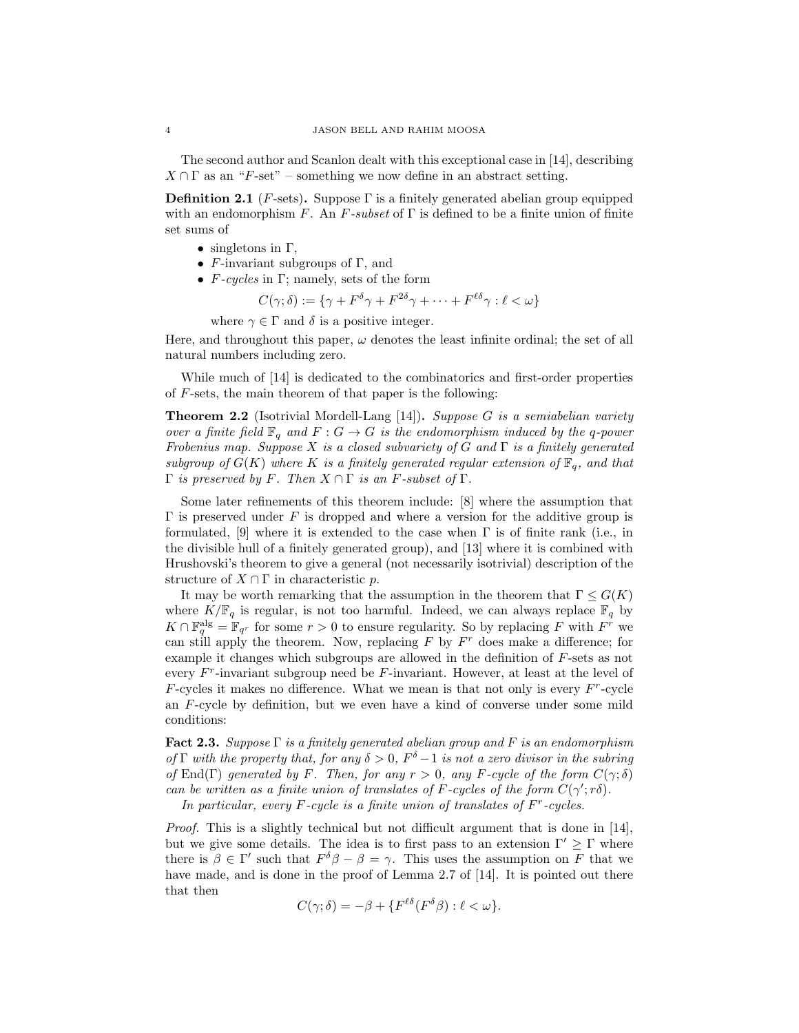The second author and Scanlon dealt with this exceptional case in [14], describing $X \cap \Gamma$ as an "$F$-set" – something we now define in an abstract setting.

**Definition 2.1** ($F$-sets)**.** Suppose $\Gamma$ is a finitely generated abelian group equipped with an endomorphism $F$. An *$F$-subset* of $\Gamma$ is defined to be a finite union of finite set sums of

- singletons in $\Gamma$,
- $F$-invariant subgroups of $\Gamma$, and
- *$F$-cycles* in $\Gamma$; namely, sets of the form

$$C(\gamma;\delta) := \{\gamma + F^{\delta}\gamma + F^{2\delta}\gamma + \cdots + F^{\ell\delta}\gamma : \ell < \omega\}$$

  where $\gamma \in \Gamma$ and $\delta$ is a positive integer.

Here, and throughout this paper, $\omega$ denotes the least infinite ordinal; the set of all natural numbers including zero.

While much of [14] is dedicated to the combinatorics and first-order properties of $F$-sets, the main theorem of that paper is the following:

**Theorem 2.2** (Isotrivial Mordell-Lang [14])**.** *Suppose $G$ is a semiabelian variety over a finite field $\mathbb{F}_q$ and $F : G \to G$ is the endomorphism induced by the $q$-power Frobenius map. Suppose $X$ is a closed subvariety of $G$ and $\Gamma$ is a finitely generated subgroup of $G(K)$ where $K$ is a finitely generated regular extension of $\mathbb{F}_q$, and that $\Gamma$ is preserved by $F$. Then $X \cap \Gamma$ is an $F$-subset of $\Gamma$.*

Some later refinements of this theorem include: [8] where the assumption that $\Gamma$ is preserved under $F$ is dropped and where a version for the additive group is formulated, [9] where it is extended to the case when $\Gamma$ is of finite rank (i.e., in the divisible hull of a finitely generated group), and [13] where it is combined with Hrushovski's theorem to give a general (not necessarily isotrivial) description of the structure of $X \cap \Gamma$ in characteristic $p$.

It may be worth remarking that the assumption in the theorem that $\Gamma \leq G(K)$ where $K/\mathbb{F}_q$ is regular, is not too harmful. Indeed, we can always replace $\mathbb{F}_q$ by $K \cap \mathbb{F}_q^{\mathrm{alg}} = \mathbb{F}_{q^r}$ for some $r > 0$ to ensure regularity. So by replacing $F$ with $F^r$ we can still apply the theorem. Now, replacing $F$ by $F^r$ does make a difference; for example it changes which subgroups are allowed in the definition of $F$-sets as not every $F^r$-invariant subgroup need be $F$-invariant. However, at least at the level of $F$-cycles it makes no difference. What we mean is that not only is every $F^r$-cycle an $F$-cycle by definition, but we even have a kind of converse under some mild conditions:

**Fact 2.3.** *Suppose $\Gamma$ is a finitely generated abelian group and $F$ is an endomorphism of $\Gamma$ with the property that, for any $\delta > 0$, $F^{\delta} - 1$ is not a zero divisor in the subring of $\mathrm{End}(\Gamma)$ generated by $F$. Then, for any $r > 0$, any $F$-cycle of the form $C(\gamma;\delta)$ can be written as a finite union of translates of $F$-cycles of the form $C(\gamma'; r\delta)$.*

*In particular, every $F$-cycle is a finite union of translates of $F^r$-cycles.*

*Proof.* This is a slightly technical but not difficult argument that is done in [14], but we give some details. The idea is to first pass to an extension $\Gamma' \geq \Gamma$ where there is $\beta \in \Gamma'$ such that $F^{\delta}\beta - \beta = \gamma$. This uses the assumption on $F$ that we have made, and is done in the proof of Lemma 2.7 of [14]. It is pointed out there that then

$$C(\gamma;\delta) = -\beta + \{F^{\ell\delta}(F^{\delta}\beta) : \ell < \omega\}.$$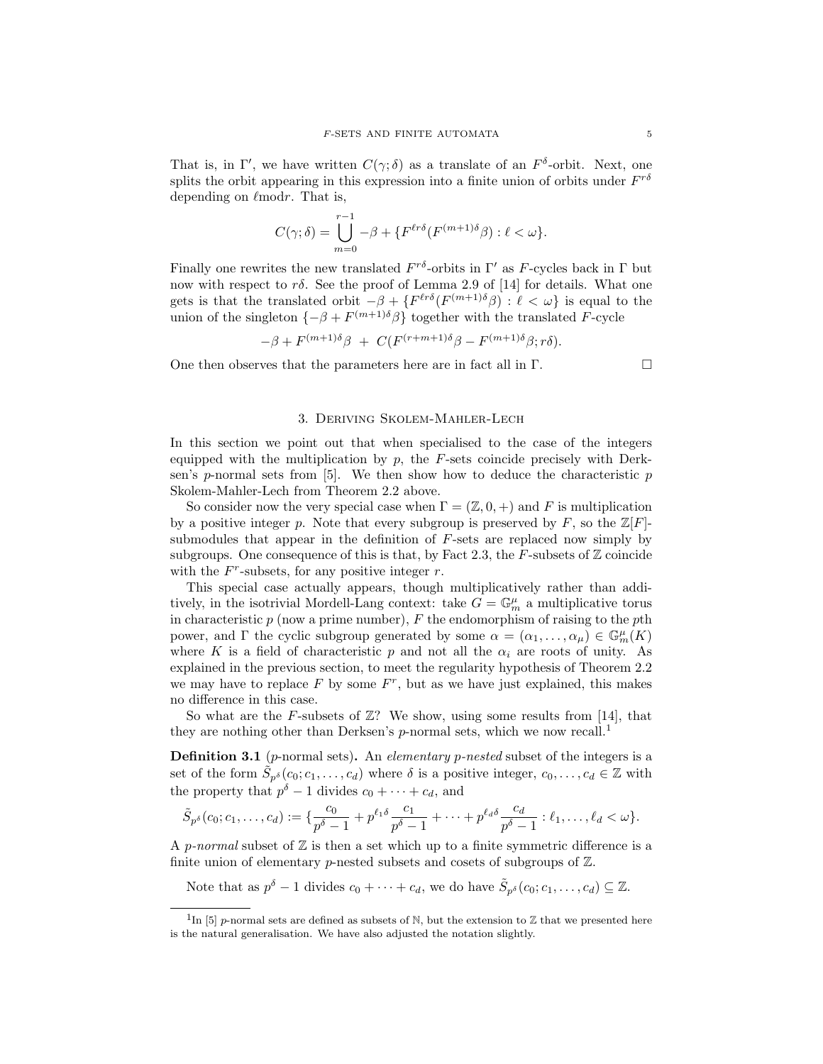That is, in $\Gamma'$, we have written $C(\gamma;\delta)$ as a translate of an $F^\delta$-orbit. Next, one splits the orbit appearing in this expression into a finite union of orbits under $F^{r\delta}$ depending on $\ell \bmod r$. That is,

$$C(\gamma;\delta) = \bigcup_{m=0}^{r-1} -\beta + \{F^{\ell r\delta}(F^{(m+1)\delta}\beta) : \ell < \omega\}.$$

Finally one rewrites the new translated $F^{r\delta}$-orbits in $\Gamma'$ as $F$-cycles back in $\Gamma$ but now with respect to $r\delta$. See the proof of Lemma 2.9 of [14] for details. What one gets is that the translated orbit $-\beta + \{F^{\ell r\delta}(F^{(m+1)\delta}\beta) : \ell < \omega\}$ is equal to the union of the singleton $\{-\beta + F^{(m+1)\delta}\beta\}$ together with the translated $F$-cycle

$$-\beta + F^{(m+1)\delta}\beta \ + \ C(F^{(r+m+1)\delta}\beta - F^{(m+1)\delta}\beta; r\delta).$$

One then observes that the parameters here are in fact all in $\Gamma$. $\square$

## 3. Deriving Skolem-Mahler-Lech

In this section we point out that when specialised to the case of the integers equipped with the multiplication by $p$, the $F$-sets coincide precisely with Derksen's $p$-normal sets from [5]. We then show how to deduce the characteristic $p$ Skolem-Mahler-Lech from Theorem 2.2 above.

So consider now the very special case when $\Gamma = (\mathbb{Z}, 0, +)$ and $F$ is multiplication by a positive integer $p$. Note that every subgroup is preserved by $F$, so the $\mathbb{Z}[F]$-submodules that appear in the definition of $F$-sets are replaced now simply by subgroups. One consequence of this is that, by Fact 2.3, the $F$-subsets of $\mathbb{Z}$ coincide with the $F^r$-subsets, for any positive integer $r$.

This special case actually appears, though multiplicatively rather than additively, in the isotrivial Mordell-Lang context: take $G = \mathbb{G}_m^\mu$ a multiplicative torus in characteristic $p$ (now a prime number), $F$ the endomorphism of raising to the $p$th power, and $\Gamma$ the cyclic subgroup generated by some $\alpha = (\alpha_1, \ldots, \alpha_\mu) \in \mathbb{G}_m^\mu(K)$ where $K$ is a field of characteristic $p$ and not all the $\alpha_i$ are roots of unity. As explained in the previous section, to meet the regularity hypothesis of Theorem 2.2 we may have to replace $F$ by some $F^r$, but as we have just explained, this makes no difference in this case.

So what are the $F$-subsets of $\mathbb{Z}$? We show, using some results from [14], that they are nothing other than Derksen's $p$-normal sets, which we now recall.[1]

**Definition 3.1** ($p$-normal sets)**.** An *elementary $p$-nested* subset of the integers is a set of the form $\tilde{S}_{p^\delta}(c_0; c_1, \ldots, c_d)$ where $\delta$ is a positive integer, $c_0, \ldots, c_d \in \mathbb{Z}$ with the property that $p^\delta - 1$ divides $c_0 + \cdots + c_d$, and

$$\tilde{S}_{p^\delta}(c_0; c_1, \ldots, c_d) := \{\frac{c_0}{p^\delta - 1} + p^{\ell_1\delta}\frac{c_1}{p^\delta - 1} + \cdots + p^{\ell_d\delta}\frac{c_d}{p^\delta - 1} : \ell_1, \ldots, \ell_d < \omega\}.$$

A *$p$-normal* subset of $\mathbb{Z}$ is then a set which up to a finite symmetric difference is a finite union of elementary $p$-nested subsets and cosets of subgroups of $\mathbb{Z}$.

Note that as $p^\delta - 1$ divides $c_0 + \cdots + c_d$, we do have $\tilde{S}_{p^\delta}(c_0; c_1, \ldots, c_d) \subseteq \mathbb{Z}$.

[1] In [5] $p$-normal sets are defined as subsets of $\mathbb{N}$, but the extension to $\mathbb{Z}$ that we presented here is the natural generalisation. We have also adjusted the notation slightly.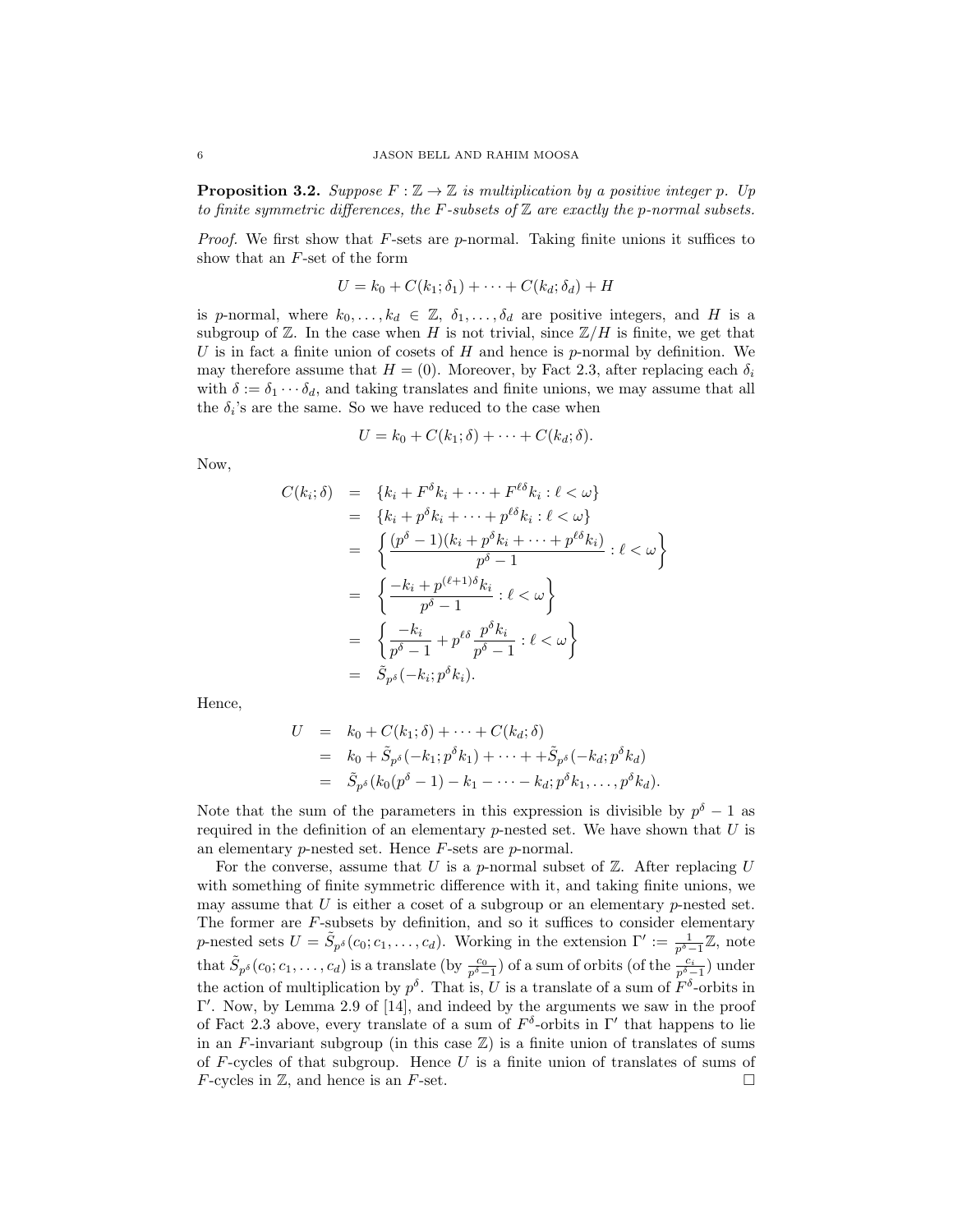**Proposition 3.2.** *Suppose $F : \mathbb{Z} \to \mathbb{Z}$ is multiplication by a positive integer $p$. Up to finite symmetric differences, the $F$-subsets of $\mathbb{Z}$ are exactly the $p$-normal subsets.*

*Proof.* We first show that $F$-sets are $p$-normal. Taking finite unions it suffices to show that an $F$-set of the form

$$U = k_0 + C(k_1; \delta_1) + \cdots + C(k_d; \delta_d) + H$$

is $p$-normal, where $k_0, \ldots, k_d \in \mathbb{Z}$, $\delta_1, \ldots, \delta_d$ are positive integers, and $H$ is a subgroup of $\mathbb{Z}$. In the case when $H$ is not trivial, since $\mathbb{Z}/H$ is finite, we get that $U$ is in fact a finite union of cosets of $H$ and hence is $p$-normal by definition. We may therefore assume that $H = (0)$. Moreover, by Fact 2.3, after replacing each $\delta_i$ with $\delta := \delta_1 \cdots \delta_d$, and taking translates and finite unions, we may assume that all the $\delta_i$'s are the same. So we have reduced to the case when

$$U = k_0 + C(k_1; \delta) + \cdots + C(k_d; \delta).$$

Now,

$$\begin{aligned}
C(k_i; \delta) &= \{k_i + F^\delta k_i + \cdots + F^{\ell\delta} k_i : \ell < \omega\} \\
&= \{k_i + p^\delta k_i + \cdots + p^{\ell\delta} k_i : \ell < \omega\} \\
&= \left\{ \frac{(p^\delta - 1)(k_i + p^\delta k_i + \cdots + p^{\ell\delta} k_i)}{p^\delta - 1} : \ell < \omega \right\} \\
&= \left\{ \frac{-k_i + p^{(\ell+1)\delta} k_i}{p^\delta - 1} : \ell < \omega \right\} \\
&= \left\{ \frac{-k_i}{p^\delta - 1} + p^{\ell\delta} \frac{p^\delta k_i}{p^\delta - 1} : \ell < \omega \right\} \\
&= \tilde{S}_{p^\delta}(-k_i; p^\delta k_i).
\end{aligned}$$

Hence,

$$\begin{aligned}
U &= k_0 + C(k_1; \delta) + \cdots + C(k_d; \delta) \\
&= k_0 + \tilde{S}_{p^\delta}(-k_1; p^\delta k_1) + \cdots + +\tilde{S}_{p^\delta}(-k_d; p^\delta k_d) \\
&= \tilde{S}_{p^\delta}(k_0(p^\delta - 1) - k_1 - \cdots - k_d; p^\delta k_1, \ldots, p^\delta k_d).
\end{aligned}$$

Note that the sum of the parameters in this expression is divisible by $p^\delta - 1$ as required in the definition of an elementary $p$-nested set. We have shown that $U$ is an elementary $p$-nested set. Hence $F$-sets are $p$-normal.

For the converse, assume that $U$ is a $p$-normal subset of $\mathbb{Z}$. After replacing $U$ with something of finite symmetric difference with it, and taking finite unions, we may assume that $U$ is either a coset of a subgroup or an elementary $p$-nested set. The former are $F$-subsets by definition, and so it suffices to consider elementary $p$-nested sets $U = \tilde{S}_{p^\delta}(c_0; c_1, \ldots, c_d)$. Working in the extension $\Gamma' := \frac{1}{p^\delta - 1}\mathbb{Z}$, note that $\tilde{S}_{p^\delta}(c_0; c_1, \ldots, c_d)$ is a translate (by $\frac{c_0}{p^\delta - 1}$) of a sum of orbits (of the $\frac{c_i}{p^\delta - 1}$) under the action of multiplication by $p^\delta$. That is, $U$ is a translate of a sum of $F^\delta$-orbits in $\Gamma'$. Now, by Lemma 2.9 of [14], and indeed by the arguments we saw in the proof of Fact 2.3 above, every translate of a sum of $F^\delta$-orbits in $\Gamma'$ that happens to lie in an $F$-invariant subgroup (in this case $\mathbb{Z}$) is a finite union of translates of sums of $F$-cycles of that subgroup. Hence $U$ is a finite union of translates of sums of $F$-cycles in $\mathbb{Z}$, and hence is an $F$-set. $\square$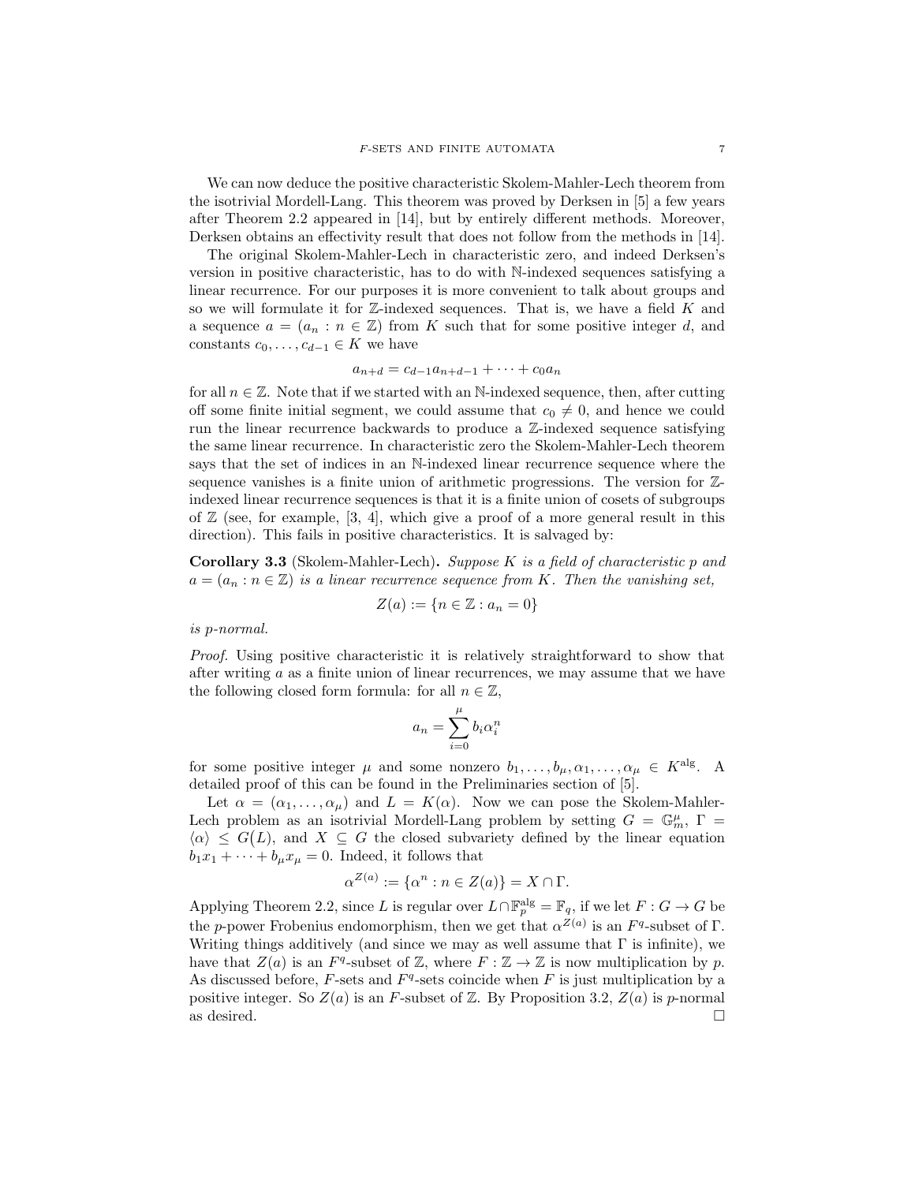We can now deduce the positive characteristic Skolem-Mahler-Lech theorem from the isotrivial Mordell-Lang. This theorem was proved by Derksen in [5] a few years after Theorem 2.2 appeared in [14], but by entirely different methods. Moreover, Derksen obtains an effectivity result that does not follow from the methods in [14].

The original Skolem-Mahler-Lech in characteristic zero, and indeed Derksen's version in positive characteristic, has to do with $\mathbb{N}$-indexed sequences satisfying a linear recurrence. For our purposes it is more convenient to talk about groups and so we will formulate it for $\mathbb{Z}$-indexed sequences. That is, we have a field $K$ and a sequence $a = (a_n : n \in \mathbb{Z})$ from $K$ such that for some positive integer $d$, and constants $c_0, \dots, c_{d-1} \in K$ we have

$$a_{n+d} = c_{d-1}a_{n+d-1} + \cdots + c_0 a_n$$

for all $n \in \mathbb{Z}$. Note that if we started with an $\mathbb{N}$-indexed sequence, then, after cutting off some finite initial segment, we could assume that $c_0 \neq 0$, and hence we could run the linear recurrence backwards to produce a $\mathbb{Z}$-indexed sequence satisfying the same linear recurrence. In characteristic zero the Skolem-Mahler-Lech theorem says that the set of indices in an $\mathbb{N}$-indexed linear recurrence sequence where the sequence vanishes is a finite union of arithmetic progressions. The version for $\mathbb{Z}$-indexed linear recurrence sequences is that it is a finite union of cosets of subgroups of $\mathbb{Z}$ (see, for example, [3, 4], which give a proof of a more general result in this direction). This fails in positive characteristics. It is salvaged by:

**Corollary 3.3** (Skolem-Mahler-Lech)**.** *Suppose $K$ is a field of characteristic $p$ and $a = (a_n : n \in \mathbb{Z})$ is a linear recurrence sequence from $K$. Then the vanishing set,*

$$Z(a) := \{n \in \mathbb{Z} : a_n = 0\}$$

*is $p$-normal.*

*Proof.* Using positive characteristic it is relatively straightforward to show that after writing $a$ as a finite union of linear recurrences, we may assume that we have the following closed form formula: for all $n \in \mathbb{Z}$,

$$a_n = \sum_{i=0}^{\mu} b_i \alpha_i^n$$

for some positive integer $\mu$ and some nonzero $b_1, \dots, b_\mu, \alpha_1, \dots, \alpha_\mu \in K^{\mathrm{alg}}$. A detailed proof of this can be found in the Preliminaries section of [5].

Let $\alpha = (\alpha_1, \dots, \alpha_\mu)$ and $L = K(\alpha)$. Now we can pose the Skolem-Mahler-Lech problem as an isotrivial Mordell-Lang problem by setting $G = \mathbb{G}_m^\mu$, $\Gamma = \langle \alpha \rangle \leq G(L)$, and $X \subseteq G$ the closed subvariety defined by the linear equation $b_1 x_1 + \cdots + b_\mu x_\mu = 0$. Indeed, it follows that

$$\alpha^{Z(a)} := \{\alpha^n : n \in Z(a)\} = X \cap \Gamma.$$

Applying Theorem 2.2, since $L$ is regular over $L \cap \mathbb{F}_p^{\mathrm{alg}} = \mathbb{F}_q$, if we let $F : G \to G$ be the $p$-power Frobenius endomorphism, then we get that $\alpha^{Z(a)}$ is an $F^q$-subset of $\Gamma$. Writing things additively (and since we may as well assume that $\Gamma$ is infinite), we have that $Z(a)$ is an $F^q$-subset of $\mathbb{Z}$, where $F : \mathbb{Z} \to \mathbb{Z}$ is now multiplication by $p$. As discussed before, $F$-sets and $F^q$-sets coincide when $F$ is just multiplication by a positive integer. So $Z(a)$ is an $F$-subset of $\mathbb{Z}$. By Proposition 3.2, $Z(a)$ is $p$-normal as desired. $\square$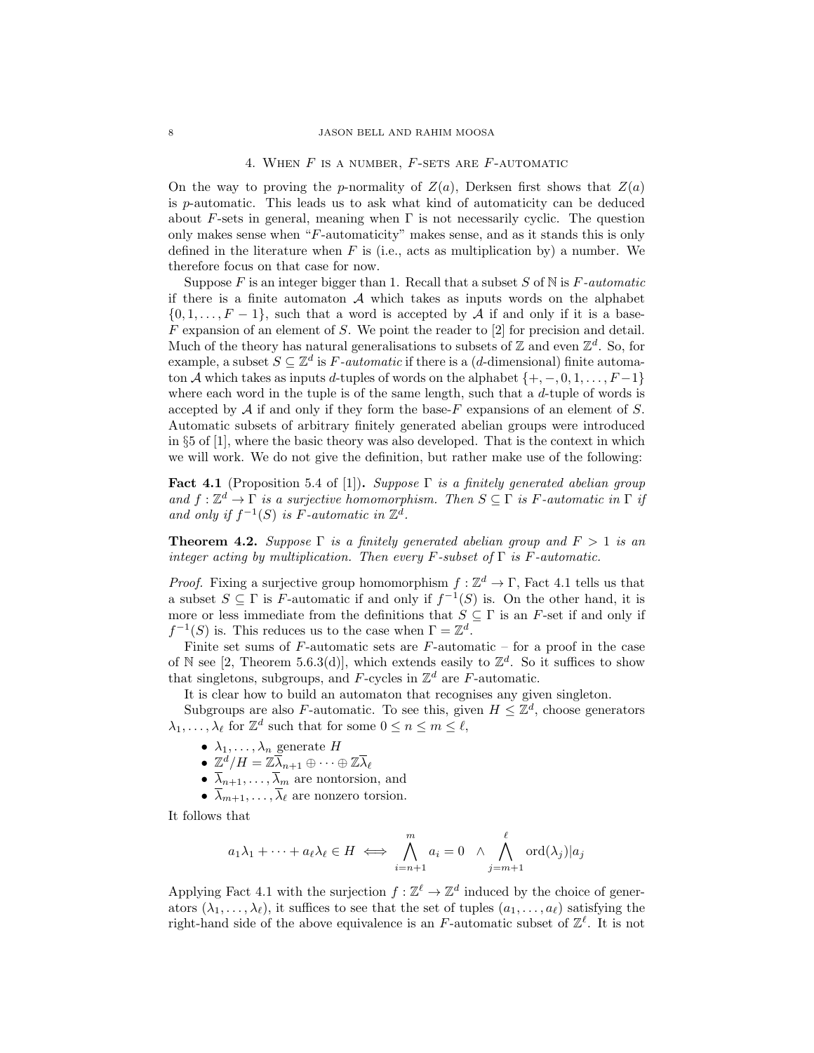## 4. When $F$ is a number, $F$-sets are $F$-automatic

On the way to proving the $p$-normality of $Z(a)$, Derksen first shows that $Z(a)$ is $p$-automatic. This leads us to ask what kind of automaticity can be deduced about $F$-sets in general, meaning when $\Gamma$ is not necessarily cyclic. The question only makes sense when "$F$-automaticity" makes sense, and as it stands this is only defined in the literature when $F$ is (i.e., acts as multiplication by) a number. We therefore focus on that case for now.

Suppose $F$ is an integer bigger than 1. Recall that a subset $S$ of $\mathbb{N}$ is *$F$-automatic* if there is a finite automaton $\mathcal{A}$ which takes as inputs words on the alphabet $\{0, 1, \ldots, F-1\}$, such that a word is accepted by $\mathcal{A}$ if and only if it is a base-$F$ expansion of an element of $S$. We point the reader to [2] for precision and detail. Much of the theory has natural generalisations to subsets of $\mathbb{Z}$ and even $\mathbb{Z}^d$. So, for example, a subset $S \subseteq \mathbb{Z}^d$ is *$F$-automatic* if there is a ($d$-dimensional) finite automaton $\mathcal{A}$ which takes as inputs $d$-tuples of words on the alphabet $\{+, -, 0, 1, \ldots, F-1\}$ where each word in the tuple is of the same length, such that a $d$-tuple of words is accepted by $\mathcal{A}$ if and only if they form the base-$F$ expansions of an element of $S$. Automatic subsets of arbitrary finitely generated abelian groups were introduced in §5 of [1], where the basic theory was also developed. That is the context in which we will work. We do not give the definition, but rather make use of the following:

**Fact 4.1** (Proposition 5.4 of [1])**.** *Suppose $\Gamma$ is a finitely generated abelian group and $f : \mathbb{Z}^d \to \Gamma$ is a surjective homomorphism. Then $S \subseteq \Gamma$ is $F$-automatic in $\Gamma$ if and only if $f^{-1}(S)$ is $F$-automatic in $\mathbb{Z}^d$.*

**Theorem 4.2.** *Suppose $\Gamma$ is a finitely generated abelian group and $F > 1$ is an integer acting by multiplication. Then every $F$-subset of $\Gamma$ is $F$-automatic.*

*Proof.* Fixing a surjective group homomorphism $f : \mathbb{Z}^d \to \Gamma$, Fact 4.1 tells us that a subset $S \subseteq \Gamma$ is $F$-automatic if and only if $f^{-1}(S)$ is. On the other hand, it is more or less immediate from the definitions that $S \subseteq \Gamma$ is an $F$-set if and only if $f^{-1}(S)$ is. This reduces us to the case when $\Gamma = \mathbb{Z}^d$.

Finite set sums of $F$-automatic sets are $F$-automatic – for a proof in the case of $\mathbb{N}$ see [2, Theorem 5.6.3(d)], which extends easily to $\mathbb{Z}^d$. So it suffices to show that singletons, subgroups, and $F$-cycles in $\mathbb{Z}^d$ are $F$-automatic.

It is clear how to build an automaton that recognises any given singleton.

Subgroups are also $F$-automatic. To see this, given $H \leq \mathbb{Z}^d$, choose generators $\lambda_1, \ldots, \lambda_\ell$ for $\mathbb{Z}^d$ such that for some $0 \leq n \leq m \leq \ell$,

- $\lambda_1, \ldots, \lambda_n$ generate $H$
- $\mathbb{Z}^d/H = \mathbb{Z}\overline{\lambda}_{n+1} \oplus \cdots \oplus \mathbb{Z}\overline{\lambda}_\ell$
- $\overline{\lambda}_{n+1}, \ldots, \overline{\lambda}_m$ are nontorsion, and
- $\overline{\lambda}_{m+1}, \ldots, \overline{\lambda}_\ell$ are nonzero torsion.

It follows that

$$a_1\lambda_1 + \cdots + a_\ell\lambda_\ell \in H \iff \bigwedge_{i=n+1}^{m} a_i = 0 \quad \wedge \bigwedge_{j=m+1}^{\ell} \operatorname{ord}(\lambda_j)|a_j$$

Applying Fact 4.1 with the surjection $f : \mathbb{Z}^\ell \to \mathbb{Z}^d$ induced by the choice of generators $(\lambda_1, \ldots, \lambda_\ell)$, it suffices to see that the set of tuples $(a_1, \ldots, a_\ell)$ satisfying the right-hand side of the above equivalence is an $F$-automatic subset of $\mathbb{Z}^\ell$. It is not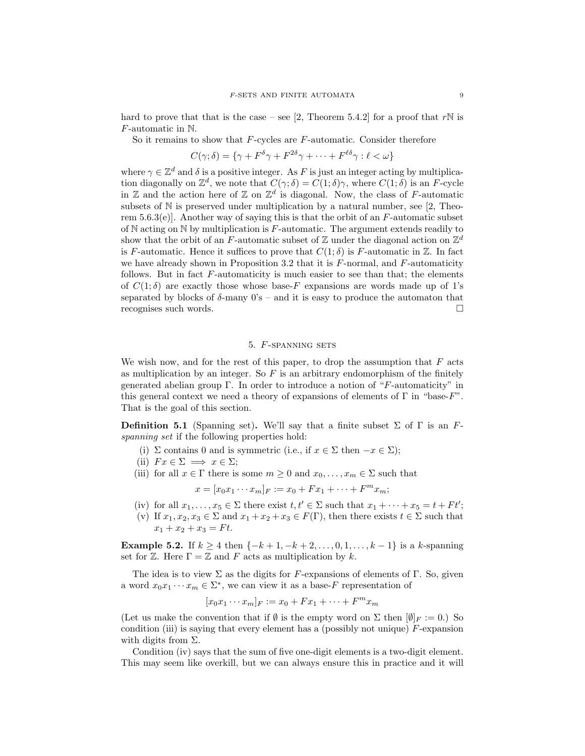hard to prove that that is the case – see [2, Theorem 5.4.2] for a proof that $r\mathbb{N}$ is $F$-automatic in $\mathbb{N}$.

So it remains to show that $F$-cycles are $F$-automatic. Consider therefore

$$C(\gamma;\delta) = \{\gamma + F^{\delta}\gamma + F^{2\delta}\gamma + \cdots + F^{\ell\delta}\gamma : \ell < \omega\}$$

where $\gamma \in \mathbb{Z}^d$ and $\delta$ is a positive integer. As $F$ is just an integer acting by multiplication diagonally on $\mathbb{Z}^d$, we note that $C(\gamma;\delta) = C(1;\delta)\gamma$, where $C(1;\delta)$ is an $F$-cycle in $\mathbb{Z}$ and the action here of $\mathbb{Z}$ on $\mathbb{Z}^d$ is diagonal. Now, the class of $F$-automatic subsets of $\mathbb{N}$ is preserved under multiplication by a natural number, see [2, Theorem 5.6.3(e)]. Another way of saying this is that the orbit of an $F$-automatic subset of $\mathbb{N}$ acting on $\mathbb{N}$ by multiplication is $F$-automatic. The argument extends readily to show that the orbit of an $F$-automatic subset of $\mathbb{Z}$ under the diagonal action on $\mathbb{Z}^d$ is $F$-automatic. Hence it suffices to prove that $C(1;\delta)$ is $F$-automatic in $\mathbb{Z}$. In fact we have already shown in Proposition 3.2 that it is $F$-normal, and $F$-automaticity follows. But in fact $F$-automaticity is much easier to see than that; the elements of $C(1;\delta)$ are exactly those whose base-$F$ expansions are words made up of 1's separated by blocks of $\delta$-many 0's – and it is easy to produce the automaton that recognises such words. □

## 5. $F$-spanning sets

We wish now, and for the rest of this paper, to drop the assumption that $F$ acts as multiplication by an integer. So $F$ is an arbitrary endomorphism of the finitely generated abelian group $\Gamma$. In order to introduce a notion of "$F$-automaticity" in this general context we need a theory of expansions of elements of $\Gamma$ in "base-$F$". That is the goal of this section.

**Definition 5.1** (Spanning set)**.** We'll say that a finite subset $\Sigma$ of $\Gamma$ is an *$F$-spanning set* if the following properties hold:

(i) $\Sigma$ contains 0 and is symmetric (i.e., if $x \in \Sigma$ then $-x \in \Sigma$);

(ii) $Fx \in \Sigma \implies x \in \Sigma$;

(iii) for all $x \in \Gamma$ there is some $m \geq 0$ and $x_0, \ldots, x_m \in \Sigma$ such that

$$x = [x_0 x_1 \cdots x_m]_F := x_0 + Fx_1 + \cdots + F^m x_m;$$

(iv) for all $x_1, \ldots, x_5 \in \Sigma$ there exist $t, t' \in \Sigma$ such that $x_1 + \cdots + x_5 = t + Ft'$;

(v) If $x_1, x_2, x_3 \in \Sigma$ and $x_1 + x_2 + x_3 \in F(\Gamma)$, then there exists $t \in \Sigma$ such that $x_1 + x_2 + x_3 = Ft$.

**Example 5.2.** If $k \geq 4$ then $\{-k+1, -k+2, \ldots, 0, 1, \ldots, k-1\}$ is a $k$-spanning set for $\mathbb{Z}$. Here $\Gamma = \mathbb{Z}$ and $F$ acts as multiplication by $k$.

The idea is to view $\Sigma$ as the digits for $F$-expansions of elements of $\Gamma$. So, given a word $x_0 x_1 \cdots x_m \in \Sigma^*$, we can view it as a base-$F$ representation of

$$[x_0 x_1 \cdots x_m]_F := x_0 + Fx_1 + \cdots + F^m x_m$$

(Let us make the convention that if $\emptyset$ is the empty word on $\Sigma$ then $[\emptyset]_F := 0$.) So condition (iii) is saying that every element has a (possibly not unique) $F$-expansion with digits from $\Sigma$.

Condition (iv) says that the sum of five one-digit elements is a two-digit element. This may seem like overkill, but we can always ensure this in practice and it will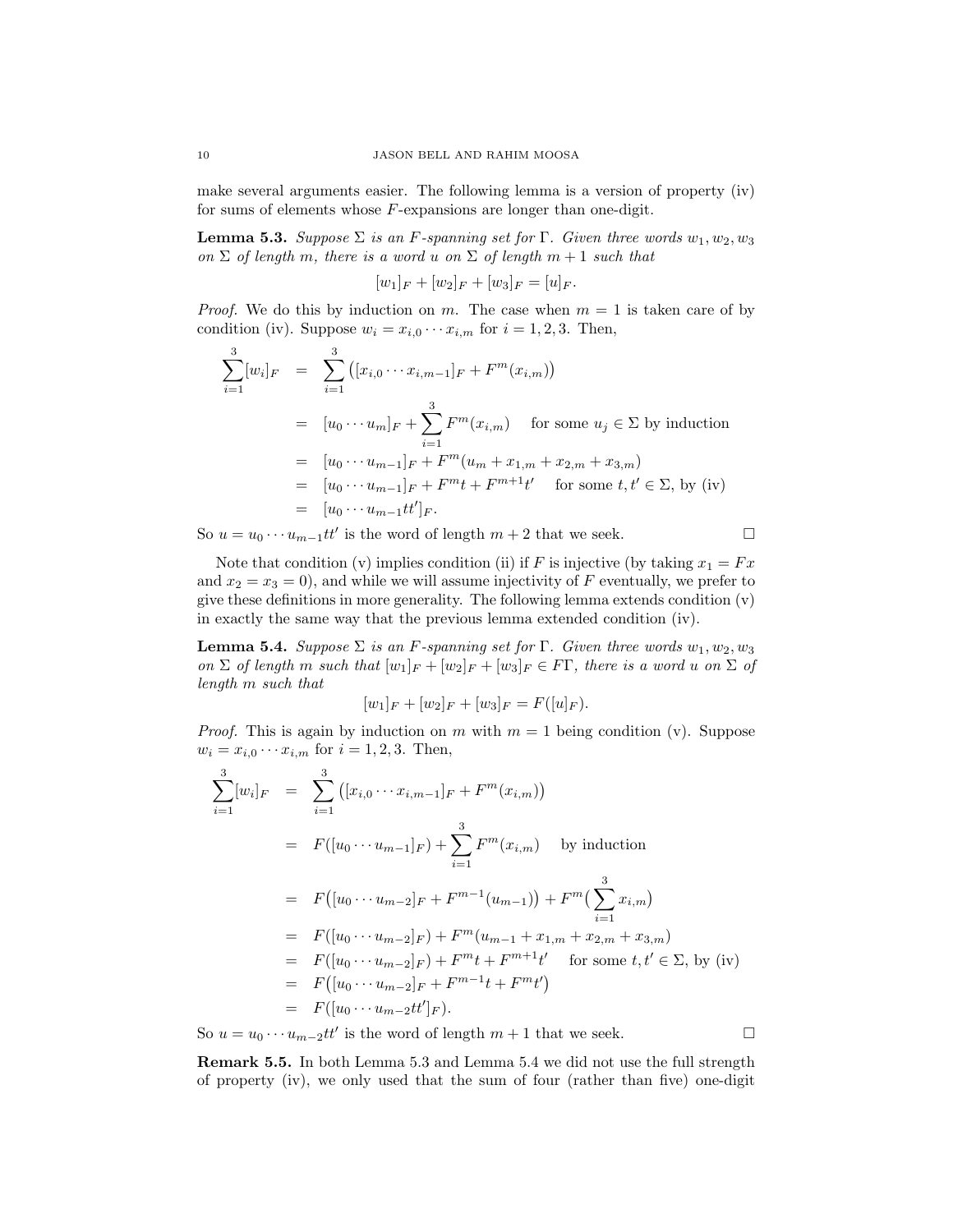make several arguments easier. The following lemma is a version of property (iv) for sums of elements whose $F$-expansions are longer than one-digit.

**Lemma 5.3.** *Suppose $\Sigma$ is an $F$-spanning set for $\Gamma$. Given three words $w_1, w_2, w_3$ on $\Sigma$ of length $m$, there is a word $u$ on $\Sigma$ of length $m+1$ such that*

$$[w_1]_F + [w_2]_F + [w_3]_F = [u]_F.$$

*Proof.* We do this by induction on $m$. The case when $m = 1$ is taken care of by condition (iv). Suppose $w_i = x_{i,0} \cdots x_{i,m}$ for $i = 1, 2, 3$. Then,

$$\begin{aligned}
\sum_{i=1}^{3} [w_i]_F &= \sum_{i=1}^{3} \big( [x_{i,0} \cdots x_{i,m-1}]_F + F^m(x_{i,m}) \big) \\
&= [u_0 \cdots u_m]_F + \sum_{i=1}^{3} F^m(x_{i,m}) \quad \text{ for some } u_j \in \Sigma \text{ by induction} \\
&= [u_0 \cdots u_{m-1}]_F + F^m(u_m + x_{1,m} + x_{2,m} + x_{3,m}) \\
&= [u_0 \cdots u_{m-1}]_F + F^m t + F^{m+1} t' \quad \text{ for some } t, t' \in \Sigma, \text{ by (iv)} \\
&= [u_0 \cdots u_{m-1} t t']_F.
\end{aligned}$$

So $u = u_0 \cdots u_{m-1} t t'$ is the word of length $m+2$ that we seek. $\square$

Note that condition (v) implies condition (ii) if $F$ is injective (by taking $x_1 = Fx$ and $x_2 = x_3 = 0$), and while we will assume injectivity of $F$ eventually, we prefer to give these definitions in more generality. The following lemma extends condition (v) in exactly the same way that the previous lemma extended condition (iv).

**Lemma 5.4.** *Suppose $\Sigma$ is an $F$-spanning set for $\Gamma$. Given three words $w_1, w_2, w_3$ on $\Sigma$ of length $m$ such that $[w_1]_F + [w_2]_F + [w_3]_F \in F\Gamma$, there is a word $u$ on $\Sigma$ of length $m$ such that*

$$[w_1]_F + [w_2]_F + [w_3]_F = F([u]_F).$$

*Proof.* This is again by induction on $m$ with $m = 1$ being condition (v). Suppose $w_i = x_{i,0} \cdots x_{i,m}$ for $i = 1, 2, 3$. Then,

$$\begin{aligned}
\sum_{i=1}^{3} [w_i]_F &= \sum_{i=1}^{3} \big( [x_{i,0} \cdots x_{i,m-1}]_F + F^m(x_{i,m}) \big) \\
&= F([u_0 \cdots u_{m-1}]_F) + \sum_{i=1}^{3} F^m(x_{i,m}) \quad \text{ by induction} \\
&= F\big( [u_0 \cdots u_{m-2}]_F + F^{m-1}(u_{m-1}) \big) + F^m\big( \sum_{i=1}^{3} x_{i,m} \big) \\
&= F([u_0 \cdots u_{m-2}]_F) + F^m(u_{m-1} + x_{1,m} + x_{2,m} + x_{3,m}) \\
&= F([u_0 \cdots u_{m-2}]_F) + F^m t + F^{m+1} t' \quad \text{ for some } t, t' \in \Sigma, \text{ by (iv)} \\
&= F\big( [u_0 \cdots u_{m-2}]_F + F^{m-1} t + F^m t' \big) \\
&= F([u_0 \cdots u_{m-2} t t']_F).
\end{aligned}$$

So $u = u_0 \cdots u_{m-2} t t'$ is the word of length $m+1$ that we seek. $\square$

**Remark 5.5.** In both Lemma 5.3 and Lemma 5.4 we did not use the full strength of property (iv), we only used that the sum of four (rather than five) one-digit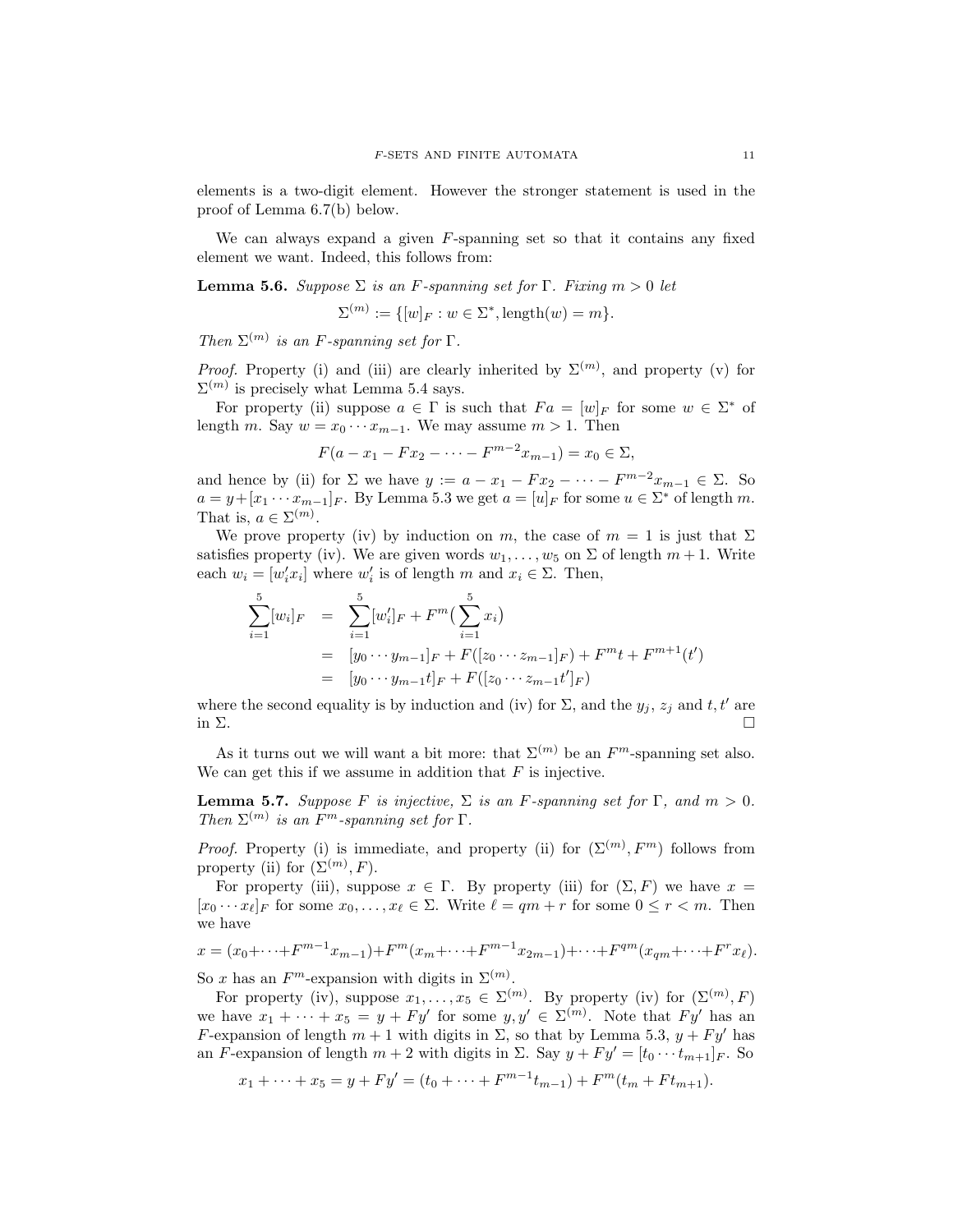elements is a two-digit element. However the stronger statement is used in the proof of Lemma 6.7(b) below.

We can always expand a given $F$-spanning set so that it contains any fixed element we want. Indeed, this follows from:

**Lemma 5.6.** *Suppose $\Sigma$ is an $F$-spanning set for $\Gamma$. Fixing $m > 0$ let*

$$\Sigma^{(m)} := \{[w]_F : w \in \Sigma^*, \text{length}(w) = m\}.$$

*Then $\Sigma^{(m)}$ is an $F$-spanning set for $\Gamma$.*

*Proof.* Property (i) and (iii) are clearly inherited by $\Sigma^{(m)}$, and property (v) for $\Sigma^{(m)}$ is precisely what Lemma 5.4 says.

For property (ii) suppose $a \in \Gamma$ is such that $Fa = [w]_F$ for some $w \in \Sigma^*$ of length $m$. Say $w = x_0 \cdots x_{m-1}$. We may assume $m > 1$. Then

$$F(a - x_1 - Fx_2 - \cdots - F^{m-2}x_{m-1}) = x_0 \in \Sigma,$$

and hence by (ii) for $\Sigma$ we have $y := a - x_1 - Fx_2 - \cdots - F^{m-2}x_{m-1} \in \Sigma$. So $a = y + [x_1 \cdots x_{m-1}]_F$. By Lemma 5.3 we get $a = [u]_F$ for some $u \in \Sigma^*$ of length $m$. That is, $a \in \Sigma^{(m)}$.

We prove property (iv) by induction on $m$, the case of $m = 1$ is just that $\Sigma$ satisfies property (iv). We are given words $w_1, \ldots, w_5$ on $\Sigma$ of length $m + 1$. Write each $w_i = [w'_i x_i]$ where $w'_i$ is of length $m$ and $x_i \in \Sigma$. Then,

$$\begin{aligned}
\sum_{i=1}^{5}[w_i]_F &= \sum_{i=1}^{5}[w'_i]_F + F^m\Big(\sum_{i=1}^{5} x_i\Big) \\
&= [y_0 \cdots y_{m-1}]_F + F([z_0 \cdots z_{m-1}]_F) + F^m t + F^{m+1}(t') \\
&= [y_0 \cdots y_{m-1} t]_F + F([z_0 \cdots z_{m-1} t']_F)
\end{aligned}$$

where the second equality is by induction and (iv) for $\Sigma$, and the $y_j$, $z_j$ and $t, t'$ are in $\Sigma$. $\square$

As it turns out we will want a bit more: that $\Sigma^{(m)}$ be an $F^m$-spanning set also. We can get this if we assume in addition that $F$ is injective.

**Lemma 5.7.** *Suppose $F$ is injective, $\Sigma$ is an $F$-spanning set for $\Gamma$, and $m > 0$. Then $\Sigma^{(m)}$ is an $F^m$-spanning set for $\Gamma$.*

*Proof.* Property (i) is immediate, and property (ii) for $(\Sigma^{(m)}, F^m)$ follows from property (ii) for $(\Sigma^{(m)}, F)$.

For property (iii), suppose $x \in \Gamma$. By property (iii) for $(\Sigma, F)$ we have $x = [x_0 \cdots x_\ell]_F$ for some $x_0, \ldots, x_\ell \in \Sigma$. Write $\ell = qm + r$ for some $0 \le r < m$. Then we have

$$x = (x_0 + \cdots + F^{m-1}x_{m-1}) + F^m(x_m + \cdots + F^{m-1}x_{2m-1}) + \cdots + F^{qm}(x_{qm} + \cdots + F^r x_\ell).$$

So $x$ has an $F^m$-expansion with digits in $\Sigma^{(m)}$.

For property (iv), suppose $x_1, \ldots, x_5 \in \Sigma^{(m)}$. By property (iv) for $(\Sigma^{(m)}, F)$ we have $x_1 + \cdots + x_5 = y + Fy'$ for some $y, y' \in \Sigma^{(m)}$. Note that $Fy'$ has an $F$-expansion of length $m + 1$ with digits in $\Sigma$, so that by Lemma 5.3, $y + Fy'$ has an $F$-expansion of length $m + 2$ with digits in $\Sigma$. Say $y + Fy' = [t_0 \cdots t_{m+1}]_F$. So

$$x_1 + \cdots + x_5 = y + Fy' = (t_0 + \cdots + F^{m-1}t_{m-1}) + F^m(t_m + Ft_{m+1}).$$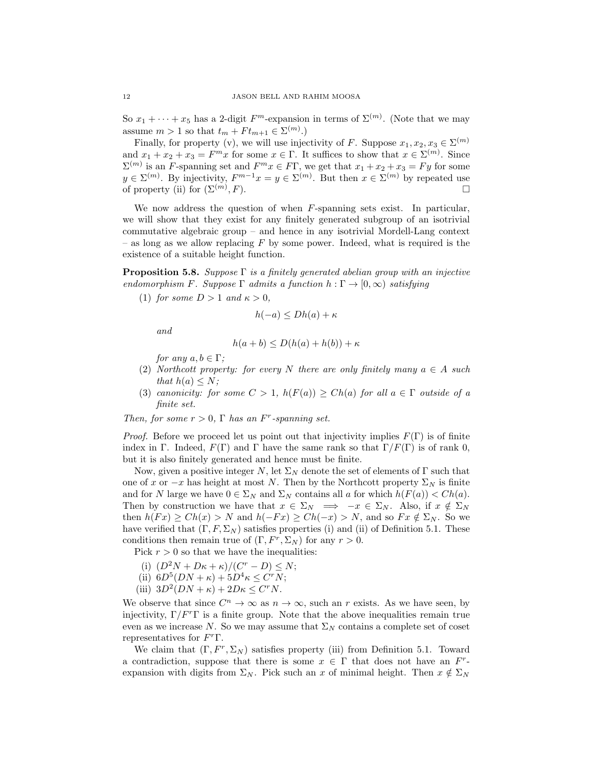So $x_1 + \cdots + x_5$ has a 2-digit $F^m$-expansion in terms of $\Sigma^{(m)}$. (Note that we may assume $m > 1$ so that $t_m + Ft_{m+1} \in \Sigma^{(m)}$.)

Finally, for property (v), we will use injectivity of $F$. Suppose $x_1, x_2, x_3 \in \Sigma^{(m)}$ and $x_1 + x_2 + x_3 = F^m x$ for some $x \in \Gamma$. It suffices to show that $x \in \Sigma^{(m)}$. Since $\Sigma^{(m)}$ is an $F$-spanning set and $F^m x \in F\Gamma$, we get that $x_1 + x_2 + x_3 = Fy$ for some $y \in \Sigma^{(m)}$. By injectivity, $F^{m-1}x = y \in \Sigma^{(m)}$. But then $x \in \Sigma^{(m)}$ by repeated use of property (ii) for $(\Sigma^{(m)}, F)$. $\square$

We now address the question of when $F$-spanning sets exist. In particular, we will show that they exist for any finitely generated subgroup of an isotrivial commutative algebraic group – and hence in any isotrivial Mordell-Lang context – as long as we allow replacing $F$ by some power. Indeed, what is required is the existence of a suitable height function.

**Proposition 5.8.** *Suppose $\Gamma$ is a finitely generated abelian group with an injective endomorphism $F$. Suppose $\Gamma$ admits a function $h : \Gamma \to [0, \infty)$ satisfying*

(1) *for some $D > 1$ and $\kappa > 0$,*
$$h(-a) \leq Dh(a) + \kappa$$
*and*
$$h(a + b) \leq D(h(a) + h(b)) + \kappa$$
*for any $a, b \in \Gamma$;*

(2) *Northcott property: for every $N$ there are only finitely many $a \in A$ such that $h(a) \leq N$;*

(3) *canonicity: for some $C > 1$, $h(F(a)) \geq Ch(a)$ for all $a \in \Gamma$ outside of a finite set.*

*Then, for some $r > 0$, $\Gamma$ has an $F^r$-spanning set.*

*Proof.* Before we proceed let us point out that injectivity implies $F(\Gamma)$ is of finite index in $\Gamma$. Indeed, $F(\Gamma)$ and $\Gamma$ have the same rank so that $\Gamma/F(\Gamma)$ is of rank 0, but it is also finitely generated and hence must be finite.

Now, given a positive integer $N$, let $\Sigma_N$ denote the set of elements of $\Gamma$ such that one of $x$ or $-x$ has height at most $N$. Then by the Northcott property $\Sigma_N$ is finite and for $N$ large we have $0 \in \Sigma_N$ and $\Sigma_N$ contains all $a$ for which $h(F(a)) < Ch(a)$. Then by construction we have that $x \in \Sigma_N \implies -x \in \Sigma_N$. Also, if $x \notin \Sigma_N$ then $h(Fx) \geq Ch(x) > N$ and $h(-Fx) \geq Ch(-x) > N$, and so $Fx \notin \Sigma_N$. So we have verified that $(\Gamma, F, \Sigma_N)$ satisfies properties (i) and (ii) of Definition 5.1. These conditions then remain true of $(\Gamma, F^r, \Sigma_N)$ for any $r > 0$.

Pick $r > 0$ so that we have the inequalities:

(i) $(D^2N + D\kappa + \kappa)/(C^r - D) \leq N$;
(ii) $6D^5(DN + \kappa) + 5D^4\kappa \leq C^r N$;
(iii) $3D^2(DN + \kappa) + 2D\kappa \leq C^r N$.

We observe that since $C^n \to \infty$ as $n \to \infty$, such an $r$ exists. As we have seen, by injectivity, $\Gamma/F^r\Gamma$ is a finite group. Note that the above inequalities remain true even as we increase $N$. So we may assume that $\Sigma_N$ contains a complete set of coset representatives for $F^r\Gamma$.

We claim that $(\Gamma, F^r, \Sigma_N)$ satisfies property (iii) from Definition 5.1. Toward a contradiction, suppose that there is some $x \in \Gamma$ that does not have an $F^r$-expansion with digits from $\Sigma_N$. Pick such an $x$ of minimal height. Then $x \notin \Sigma_N$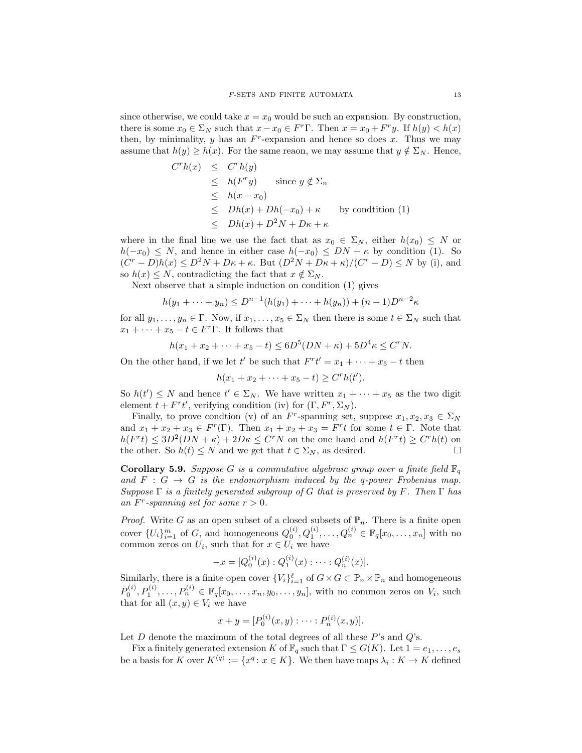since otherwise, we could take $x = x_0$ would be such an expansion. By construction, there is some $x_0 \in \Sigma_N$ such that $x - x_0 \in F^r\Gamma$. Then $x = x_0 + F^r y$. If $h(y) < h(x)$ then, by minimality, $y$ has an $F^r$-expansion and hence so does $x$. Thus we may assume that $h(y) \geq h(x)$. For the same reaon, we may assume that $y \notin \Sigma_N$. Hence,

$$\begin{aligned}
C^r h(x) &\leq C^r h(y) \\
&\leq h(F^r y) \qquad \text{since } y \notin \Sigma_n \\
&\leq h(x - x_0) \\
&\leq Dh(x) + Dh(-x_0) + \kappa \qquad \text{by condtition (1)} \\
&\leq Dh(x) + D^2 N + D\kappa + \kappa
\end{aligned}$$

where in the final line we use the fact that as $x_0 \in \Sigma_N$, either $h(x_0) \leq N$ or $h(-x_0) \leq N$, and hence in either case $h(-x_0) \leq DN + \kappa$ by condition (1). So $(C^r - D)h(x) \leq D^2 N + D\kappa + \kappa$. But $(D^2 N + D\kappa + \kappa)/(C^r - D) \leq N$ by (i), and so $h(x) \leq N$, contradicting the fact that $x \notin \Sigma_N$.

Next observe that a simple induction on condition (1) gives

$$h(y_1 + \cdots + y_n) \leq D^{n-1}(h(y_1) + \cdots + h(y_n)) + (n-1)D^{n-2}\kappa$$

for all $y_1, \ldots, y_n \in \Gamma$. Now, if $x_1, \ldots, x_5 \in \Sigma_N$ then there is some $t \in \Sigma_N$ such that $x_1 + \cdots + x_5 - t \in F^r\Gamma$. It follows that

$$h(x_1 + x_2 + \cdots + x_5 - t) \leq 6D^5(DN + \kappa) + 5D^4\kappa \leq C^r N.$$

On the other hand, if we let $t'$ be such that $F^r t' = x_1 + \cdots + x_5 - t$ then

$$h(x_1 + x_2 + \cdots + x_5 - t) \geq C^r h(t').$$

So $h(t') \leq N$ and hence $t' \in \Sigma_N$. We have written $x_1 + \cdots + x_5$ as the two digit element $t + F^r t'$, verifying condition (iv) for $(\Gamma, F^r, \Sigma_N)$.

Finally, to prove condtion (v) of an $F^r$-spanning set, suppose $x_1, x_2, x_3 \in \Sigma_N$ and $x_1 + x_2 + x_3 \in F^r(\Gamma)$. Then $x_1 + x_2 + x_3 = F^r t$ for some $t \in \Gamma$. Note that $h(F^r t) \leq 3D^2(DN + \kappa) + 2D\kappa \leq C^r N$ on the one hand and $h(F^r t) \geq C^r h(t)$ on the other. So $h(t) \leq N$ and we get that $t \in \Sigma_N$, as desired. □

**Corollary 5.9.** *Suppose $G$ is a commutative algebraic group over a finite field $\mathbb{F}_q$ and $F : G \to G$ is the endomorphism induced by the $q$-power Frobenius map. Suppose $\Gamma$ is a finitely generated subgroup of $G$ that is preserved by $F$. Then $\Gamma$ has an $F^r$-spanning set for some $r > 0$.*

*Proof.* Write $G$ as an open subset of a closed subsets of $\mathbb{P}_n$. There is a finite open cover $\{U_i\}_{i=1}^m$ of $G$, and homogeneous $Q_0^{(i)}, Q_1^{(i)}, \ldots, Q_n^{(i)} \in \mathbb{F}_q[x_0, \ldots, x_n]$ with no common zeros on $U_i$, such that for $x \in U_i$ we have

$$-x = [Q_0^{(i)}(x) : Q_1^{(i)}(x) : \cdots : Q_n^{(i)}(x)].$$

Similarly, there is a finite open cover $\{V_i\}_{i=1}^\ell$ of $G \times G \subset \mathbb{P}_n \times \mathbb{P}_n$ and homogeneous $P_0^{(i)}, P_1^{(i)}, \ldots, P_n^{(i)} \in \mathbb{F}_q[x_0, \ldots, x_n, y_0, \ldots, y_n]$, with no common zeros on $V_i$, such that for all $(x, y) \in V_i$ we have

$$x + y = [P_0^{(i)}(x, y) : \cdots : P_n^{(i)}(x, y)].$$

Let $D$ denote the maximum of the total degrees of all these $P$'s and $Q$'s.

Fix a finitely generated extension $K$ of $\mathbb{F}_q$ such that $\Gamma \leq G(K)$. Let $1 = e_1, \ldots, e_s$ be a basis for $K$ over $K^{\langle q \rangle} := \{x^q : x \in K\}$. We then have maps $\lambda_i : K \to K$ defined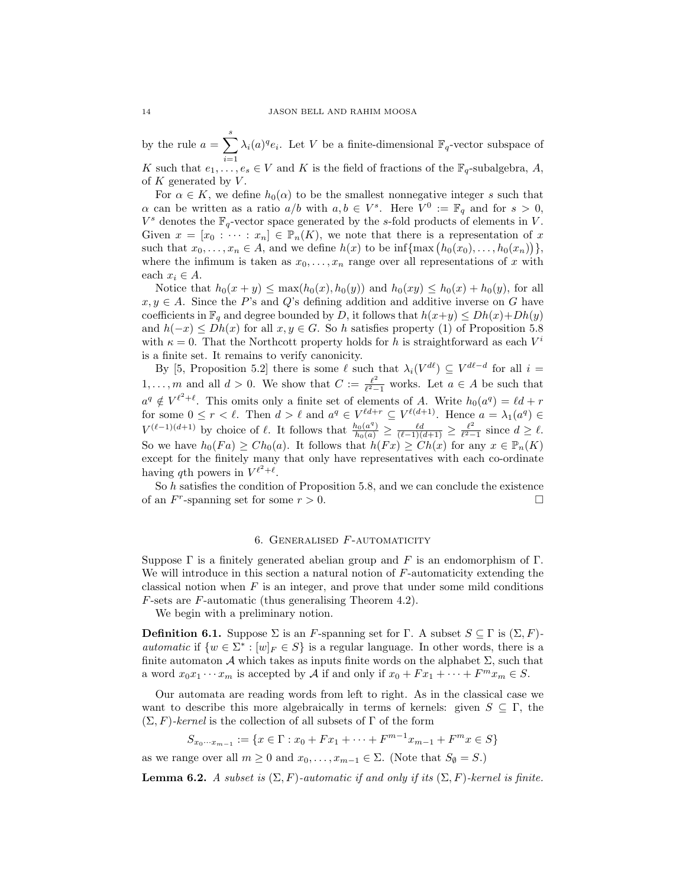by the rule $a = \sum_{i=1}^{s} \lambda_i(a)^q e_i$. Let $V$ be a finite-dimensional $\mathbb{F}_q$-vector subspace of $K$ such that $e_1, \ldots, e_s \in V$ and $K$ is the field of fractions of the $\mathbb{F}_q$-subalgebra, $A$, of $K$ generated by $V$.

For $\alpha \in K$, we define $h_0(\alpha)$ to be the smallest nonnegative integer $s$ such that $\alpha$ can be written as a ratio $a/b$ with $a, b \in V^s$. Here $V^0 := \mathbb{F}_q$ and for $s > 0$, $V^s$ denotes the $\mathbb{F}_q$-vector space generated by the $s$-fold products of elements in $V$. Given $x = [x_0 : \cdots : x_n] \in \mathbb{P}_n(K)$, we note that there is a representation of $x$ such that $x_0, \ldots, x_n \in A$, and we define $h(x)$ to be $\inf\{\max\big(h_0(x_0), \ldots, h_0(x_n)\big)\}$, where the infimum is taken as $x_0, \ldots, x_n$ range over all representations of $x$ with each $x_i \in A$.

Notice that $h_0(x + y) \leq \max(h_0(x), h_0(y))$ and $h_0(xy) \leq h_0(x) + h_0(y)$, for all $x, y \in A$. Since the $P$'s and $Q$'s defining addition and additive inverse on $G$ have coefficients in $\mathbb{F}_q$ and degree bounded by $D$, it follows that $h(x+y) \leq Dh(x) + Dh(y)$ and $h(-x) \leq Dh(x)$ for all $x, y \in G$. So $h$ satisfies property (1) of Proposition 5.8 with $\kappa = 0$. That the Northcott property holds for $h$ is straightforward as each $V^i$ is a finite set. It remains to verify canonicity.

By [5, Proposition 5.2] there is some $\ell$ such that $\lambda_i(V^{d\ell}) \subseteq V^{d\ell - d}$ for all $i = 1, \ldots, m$ and all $d > 0$. We show that $C := \frac{\ell^2}{\ell^2 - 1}$ works. Let $a \in A$ be such that $a^q \notin V^{\ell^2 + \ell}$. This omits only a finite set of elements of $A$. Write $h_0(a^q) = \ell d + r$ for some $0 \leq r < \ell$. Then $d > \ell$ and $a^q \in V^{\ell d + r} \subseteq V^{\ell(d+1)}$. Hence $a = \lambda_1(a^q) \in V^{(\ell-1)(d+1)}$ by choice of $\ell$. It follows that $\frac{h_0(a^q)}{h_0(a)} \geq \frac{\ell d}{(\ell-1)(d+1)} \geq \frac{\ell^2}{\ell^2-1}$ since $d \geq \ell$. So we have $h_0(Fa) \geq Ch_0(a)$. It follows that $h(Fx) \geq Ch(x)$ for any $x \in \mathbb{P}_n(K)$ except for the finitely many that only have representatives with each co-ordinate having $q$th powers in $V^{\ell^2 + \ell}$.

So $h$ satisfies the condition of Proposition 5.8, and we can conclude the existence of an $F^r$-spanning set for some $r > 0$. $\square$

## 6. Generalised $F$-automaticity

Suppose $\Gamma$ is a finitely generated abelian group and $F$ is an endomorphism of $\Gamma$. We will introduce in this section a natural notion of $F$-automaticity extending the classical notion when $F$ is an integer, and prove that under some mild conditions $F$-sets are $F$-automatic (thus generalising Theorem 4.2).

We begin with a preliminary notion.

**Definition 6.1.** Suppose $\Sigma$ is an $F$-spanning set for $\Gamma$. A subset $S \subseteq \Gamma$ is $(\Sigma, F)$-*automatic* if $\{w \in \Sigma^* : [w]_F \in S\}$ is a regular language. In other words, there is a finite automaton $\mathcal{A}$ which takes as inputs finite words on the alphabet $\Sigma$, such that a word $x_0 x_1 \cdots x_m$ is accepted by $\mathcal{A}$ if and only if $x_0 + Fx_1 + \cdots + F^m x_m \in S$.

Our automata are reading words from left to right. As in the classical case we want to describe this more algebraically in terms of kernels: given $S \subseteq \Gamma$, the $(\Sigma, F)$-*kernel* is the collection of all subsets of $\Gamma$ of the form

$$S_{x_0 \cdots x_{m-1}} := \{x \in \Gamma : x_0 + Fx_1 + \cdots + F^{m-1}x_{m-1} + F^m x \in S\}$$

as we range over all $m \geq 0$ and $x_0, \ldots, x_{m-1} \in \Sigma$. (Note that $S_\emptyset = S$.)

**Lemma 6.2.** *A subset is $(\Sigma, F)$-automatic if and only if its $(\Sigma, F)$-kernel is finite.*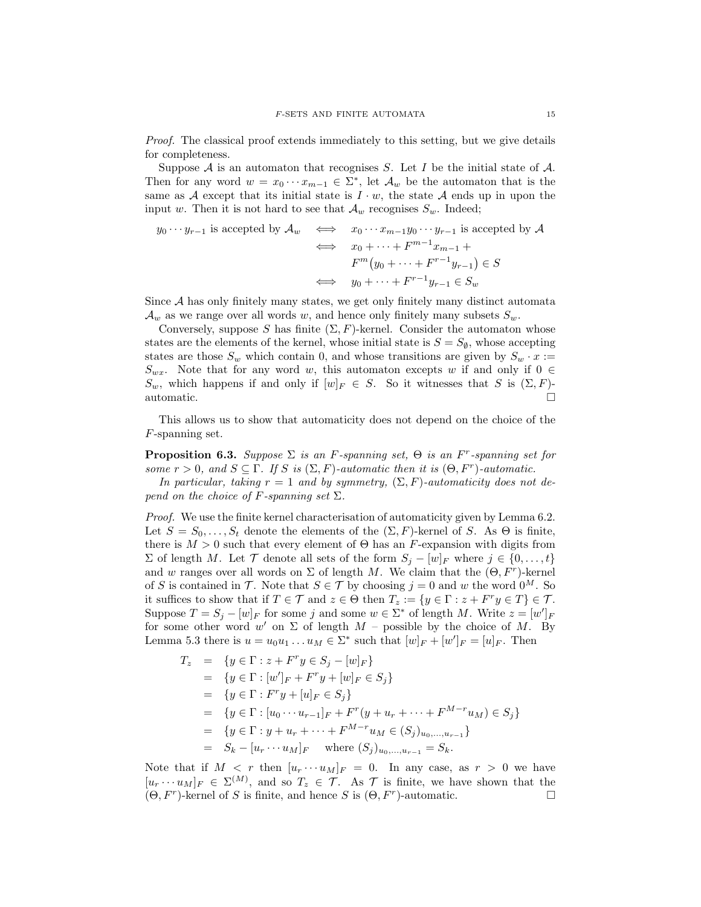*Proof.* The classical proof extends immediately to this setting, but we give details for completeness.

Suppose $\mathcal{A}$ is an automaton that recognises $S$. Let $I$ be the initial state of $\mathcal{A}$. Then for any word $w = x_0 \cdots x_{m-1} \in \Sigma^*$, let $\mathcal{A}_w$ be the automaton that is the same as $\mathcal{A}$ except that its initial state is $I \cdot w$, the state $\mathcal{A}$ ends up in upon the input $w$. Then it is not hard to see that $\mathcal{A}_w$ recognises $S_w$. Indeed;

$$
\begin{aligned}
y_0 \cdots y_{r-1} \text{ is accepted by } \mathcal{A}_w \quad &\iff \quad x_0 \cdots x_{m-1} y_0 \cdots y_{r-1} \text{ is accepted by } \mathcal{A} \\
&\iff \quad x_0 + \cdots + F^{m-1} x_{m-1} + \\
&\qquad\quad F^m\big(y_0 + \cdots + F^{r-1} y_{r-1}\big) \in S \\
&\iff \quad y_0 + \cdots + F^{r-1} y_{r-1} \in S_w
\end{aligned}
$$

Since $\mathcal{A}$ has only finitely many states, we get only finitely many distinct automata $\mathcal{A}_w$ as we range over all words $w$, and hence only finitely many subsets $S_w$.

Conversely, suppose $S$ has finite $(\Sigma, F)$-kernel. Consider the automaton whose states are the elements of the kernel, whose initial state is $S = S_\emptyset$, whose accepting states are those $S_w$ which contain 0, and whose transitions are given by $S_w \cdot x := S_{wx}$. Note that for any word $w$, this automaton excepts $w$ if and only if $0 \in S_w$, which happens if and only if $[w]_F \in S$. So it witnesses that $S$ is $(\Sigma, F)$-automatic. $\square$

This allows us to show that automaticity does not depend on the choice of the $F$-spanning set.

**Proposition 6.3.** *Suppose $\Sigma$ is an $F$-spanning set, $\Theta$ is an $F^r$-spanning set for some $r > 0$, and $S \subseteq \Gamma$. If $S$ is $(\Sigma, F)$-automatic then it is $(\Theta, F^r)$-automatic.*

*In particular, taking $r = 1$ and by symmetry, $(\Sigma, F)$-automaticity does not depend on the choice of $F$-spanning set $\Sigma$.*

*Proof.* We use the finite kernel characterisation of automaticity given by Lemma 6.2. Let $S = S_0, \ldots, S_t$ denote the elements of the $(\Sigma, F)$-kernel of $S$. As $\Theta$ is finite, there is $M > 0$ such that every element of $\Theta$ has an $F$-expansion with digits from $\Sigma$ of length $M$. Let $\mathcal{T}$ denote all sets of the form $S_j - [w]_F$ where $j \in \{0, \ldots, t\}$ and $w$ ranges over all words on $\Sigma$ of length $M$. We claim that the $(\Theta, F^r)$-kernel of $S$ is contained in $\mathcal{T}$. Note that $S \in \mathcal{T}$ by choosing $j = 0$ and $w$ the word $0^M$. So it suffices to show that if $T \in \mathcal{T}$ and $z \in \Theta$ then $T_z := \{y \in \Gamma : z + F^r y \in T\} \in \mathcal{T}$. Suppose $T = S_j - [w]_F$ for some $j$ and some $w \in \Sigma^*$ of length $M$. Write $z = [w']_F$ for some other word $w'$ on $\Sigma$ of length $M$ – possible by the choice of $M$. By Lemma 5.3 there is $u = u_0 u_1 \ldots u_M \in \Sigma^*$ such that $[w]_F + [w']_F = [u]_F$. Then

$$
\begin{aligned}
T_z &= \{y \in \Gamma : z + F^r y \in S_j - [w]_F\} \\
&= \{y \in \Gamma : [w']_F + F^r y + [w]_F \in S_j\} \\
&= \{y \in \Gamma : F^r y + [u]_F \in S_j\} \\
&= \{y \in \Gamma : [u_0 \cdots u_{r-1}]_F + F^r(y + u_r + \cdots + F^{M-r} u_M) \in S_j\} \\
&= \{y \in \Gamma : y + u_r + \cdots + F^{M-r} u_M \in (S_j)_{u_0, \ldots, u_{r-1}}\} \\
&= S_k - [u_r \cdots u_M]_F \quad \text{ where } (S_j)_{u_0, \ldots, u_{r-1}} = S_k.
\end{aligned}
$$

Note that if $M < r$ then $[u_r \cdots u_M]_F = 0$. In any case, as $r > 0$ we have $[u_r \cdots u_M]_F \in \Sigma^{(M)}$, and so $T_z \in \mathcal{T}$. As $\mathcal{T}$ is finite, we have shown that the $(\Theta, F^r)$-kernel of $S$ is finite, and hence $S$ is $(\Theta, F^r)$-automatic. $\square$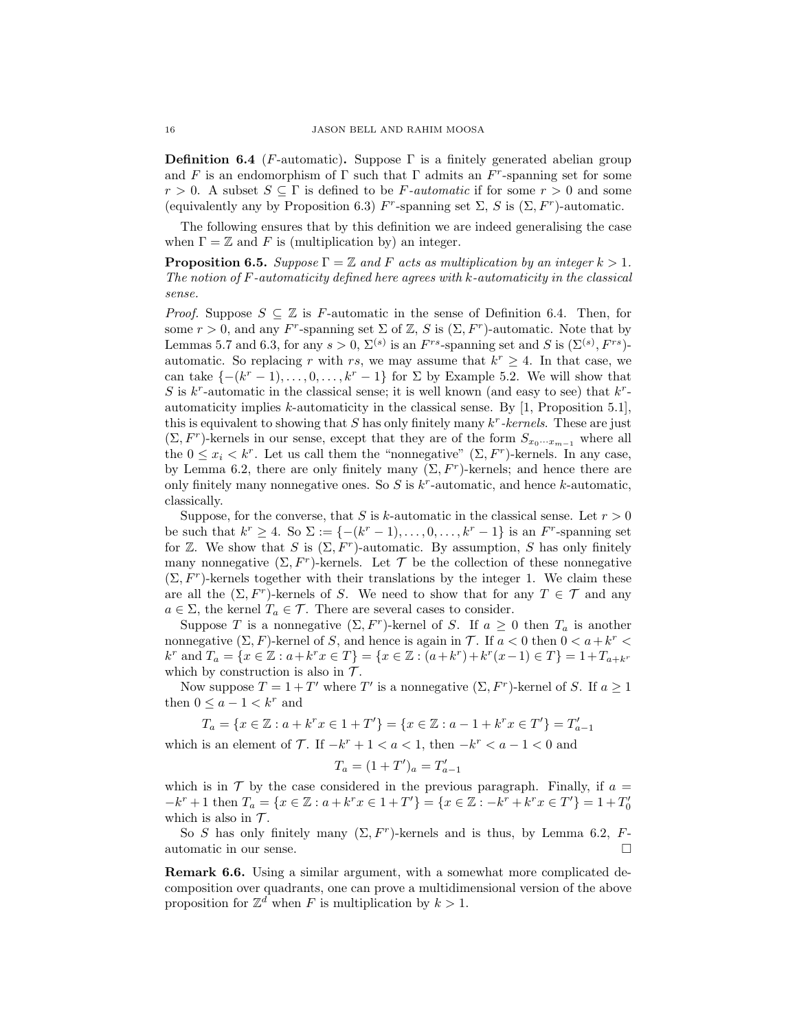**Definition 6.4** ($F$-automatic)**.** Suppose $\Gamma$ is a finitely generated abelian group and $F$ is an endomorphism of $\Gamma$ such that $\Gamma$ admits an $F^r$-spanning set for some $r > 0$. A subset $S \subseteq \Gamma$ is defined to be *$F$-automatic* if for some $r > 0$ and some (equivalently any by Proposition 6.3) $F^r$-spanning set $\Sigma$, $S$ is $(\Sigma, F^r)$-automatic.

The following ensures that by this definition we are indeed generalising the case when $\Gamma = \mathbb{Z}$ and $F$ is (multiplication by) an integer.

**Proposition 6.5.** *Suppose $\Gamma = \mathbb{Z}$ and $F$ acts as multiplication by an integer $k > 1$. The notion of $F$-automaticity defined here agrees with $k$-automaticity in the classical sense.*

*Proof.* Suppose $S \subseteq \mathbb{Z}$ is $F$-automatic in the sense of Definition 6.4. Then, for some $r > 0$, and any $F^r$-spanning set $\Sigma$ of $\mathbb{Z}$, $S$ is $(\Sigma, F^r)$-automatic. Note that by Lemmas 5.7 and 6.3, for any $s > 0$, $\Sigma^{(s)}$ is an $F^{rs}$-spanning set and $S$ is $(\Sigma^{(s)}, F^{rs})$-automatic. So replacing $r$ with $rs$, we may assume that $k^r \geq 4$. In that case, we can take $\{-(k^r - 1), \ldots, 0, \ldots, k^r - 1\}$ for $\Sigma$ by Example 5.2. We will show that $S$ is $k^r$-automatic in the classical sense; it is well known (and easy to see) that $k^r$-automaticity implies $k$-automaticity in the classical sense. By [1, Proposition 5.1], this is equivalent to showing that $S$ has only finitely many *$k^r$-kernels*. These are just $(\Sigma, F^r)$-kernels in our sense, except that they are of the form $S_{x_0 \cdots x_{m-1}}$ where all the $0 \leq x_i < k^r$. Let us call them the "nonnegative" $(\Sigma, F^r)$-kernels. In any case, by Lemma 6.2, there are only finitely many $(\Sigma, F^r)$-kernels; and hence there are only finitely many nonnegative ones. So $S$ is $k^r$-automatic, and hence $k$-automatic, classically.

Suppose, for the converse, that $S$ is $k$-automatic in the classical sense. Let $r > 0$ be such that $k^r \geq 4$. So $\Sigma := \{-(k^r - 1), \ldots, 0, \ldots, k^r - 1\}$ is an $F^r$-spanning set for $\mathbb{Z}$. We show that $S$ is $(\Sigma, F^r)$-automatic. By assumption, $S$ has only finitely many nonnegative $(\Sigma, F^r)$-kernels. Let $\mathcal{T}$ be the collection of these nonnegative $(\Sigma, F^r)$-kernels together with their translations by the integer 1. We claim these are all the $(\Sigma, F^r)$-kernels of $S$. We need to show that for any $T \in \mathcal{T}$ and any $a \in \Sigma$, the kernel $T_a \in \mathcal{T}$. There are several cases to consider.

Suppose $T$ is a nonnegative $(\Sigma, F^r)$-kernel of $S$. If $a \geq 0$ then $T_a$ is another nonnegative $(\Sigma, F)$-kernel of $S$, and hence is again in $\mathcal{T}$. If $a < 0$ then $0 < a + k^r < k^r$ and $T_a = \{x \in \mathbb{Z} : a + k^r x \in T\} = \{x \in \mathbb{Z} : (a + k^r) + k^r(x-1) \in T\} = 1 + T_{a+k^r}$ which by construction is also in $\mathcal{T}$.

Now suppose $T = 1 + T'$ where $T'$ is a nonnegative $(\Sigma, F^r)$-kernel of $S$. If $a \geq 1$ then $0 \leq a - 1 < k^r$ and

$$T_a = \{x \in \mathbb{Z} : a + k^r x \in 1 + T'\} = \{x \in \mathbb{Z} : a - 1 + k^r x \in T'\} = T'_{a-1}$$

which is an element of $\mathcal{T}$. If $-k^r + 1 < a < 1$, then $-k^r < a - 1 < 0$ and

$$T_a = (1 + T')_a = T'_{a-1}$$

which is in $\mathcal{T}$ by the case considered in the previous paragraph. Finally, if $a = -k^r + 1$ then $T_a = \{x \in \mathbb{Z} : a + k^r x \in 1 + T'\} = \{x \in \mathbb{Z} : -k^r + k^r x \in T'\} = 1 + T'_0$ which is also in $\mathcal{T}$.

So $S$ has only finitely many $(\Sigma, F^r)$-kernels and is thus, by Lemma 6.2, $F$-automatic in our sense. $\square$

**Remark 6.6.** Using a similar argument, with a somewhat more complicated decomposition over quadrants, one can prove a multidimensional version of the above proposition for $\mathbb{Z}^d$ when $F$ is multiplication by $k > 1$.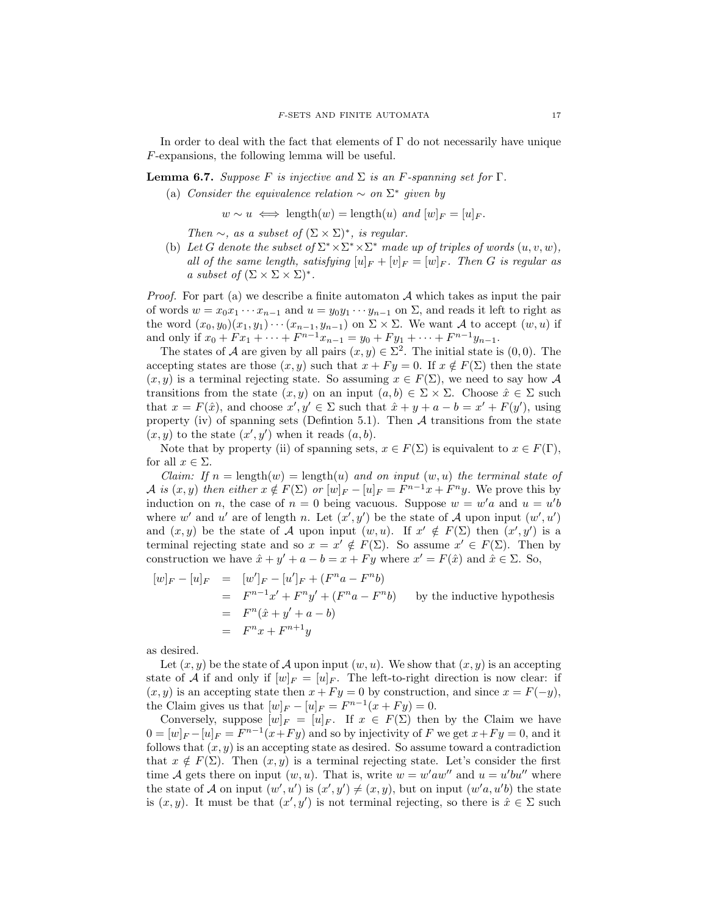In order to deal with the fact that elements of $\Gamma$ do not necessarily have unique $F$-expansions, the following lemma will be useful.

**Lemma 6.7.** *Suppose $F$ is injective and $\Sigma$ is an $F$-spanning set for $\Gamma$.*

(a) *Consider the equivalence relation $\sim$ on $\Sigma^*$ given by*

$$w \sim u \iff \text{length}(w) = \text{length}(u) \text{ and } [w]_F = [u]_F.$$

*Then $\sim$, as a subset of $(\Sigma \times \Sigma)^*$, is regular.*

(b) *Let $G$ denote the subset of $\Sigma^* \times \Sigma^* \times \Sigma^*$ made up of triples of words $(u, v, w)$, all of the same length, satisfying $[u]_F + [v]_F = [w]_F$. Then $G$ is regular as a subset of $(\Sigma \times \Sigma \times \Sigma)^*$.*

*Proof.* For part (a) we describe a finite automaton $\mathcal{A}$ which takes as input the pair of words $w = x_0 x_1 \cdots x_{n-1}$ and $u = y_0 y_1 \cdots y_{n-1}$ on $\Sigma$, and reads it left to right as the word $(x_0, y_0)(x_1, y_1) \cdots (x_{n-1}, y_{n-1})$ on $\Sigma \times \Sigma$. We want $\mathcal{A}$ to accept $(w, u)$ if and only if $x_0 + Fx_1 + \cdots + F^{n-1}x_{n-1} = y_0 + Fy_1 + \cdots + F^{n-1}y_{n-1}$.

The states of $\mathcal{A}$ are given by all pairs $(x, y) \in \Sigma^2$. The initial state is $(0, 0)$. The accepting states are those $(x, y)$ such that $x + Fy = 0$. If $x \notin F(\Sigma)$ then the state $(x, y)$ is a terminal rejecting state. So assuming $x \in F(\Sigma)$, we need to say how $\mathcal{A}$ transitions from the state $(x, y)$ on an input $(a, b) \in \Sigma \times \Sigma$. Choose $\hat{x} \in \Sigma$ such that $x = F(\hat{x})$, and choose $x', y' \in \Sigma$ such that $\hat{x} + y + a - b = x' + F(y')$, using property (iv) of spanning sets (Defintion 5.1). Then $\mathcal{A}$ transitions from the state $(x, y)$ to the state $(x', y')$ when it reads $(a, b)$.

Note that by property (ii) of spanning sets, $x \in F(\Sigma)$ is equivalent to $x \in F(\Gamma)$, for all $x \in \Sigma$.

*Claim: If $n = \text{length}(w) = \text{length}(u)$ and on input $(w, u)$ the terminal state of $\mathcal{A}$ is $(x, y)$ then either $x \notin F(\Sigma)$ or $[w]_F - [u]_F = F^{n-1}x + F^n y$.* We prove this by induction on $n$, the case of $n = 0$ being vacuous. Suppose $w = w'a$ and $u = u'b$ where $w'$ and $u'$ are of length $n$. Let $(x', y')$ be the state of $\mathcal{A}$ upon input $(w', u')$ and $(x, y)$ be the state of $\mathcal{A}$ upon input $(w, u)$. If $x' \notin F(\Sigma)$ then $(x', y')$ is a terminal rejecting state and so $x = x' \notin F(\Sigma)$. So assume $x' \in F(\Sigma)$. Then by construction we have $\hat{x} + y' + a - b = x + Fy$ where $x' = F(\hat{x})$ and $\hat{x} \in \Sigma$. So,

$$
\begin{aligned}
[w]_F - [u]_F &= [w']_F - [u']_F + (F^n a - F^n b) \\
&= F^{n-1}x' + F^n y' + (F^n a - F^n b) \qquad \text{by the inductive hypothesis} \\
&= F^n(\hat{x} + y' + a - b) \\
&= F^n x + F^{n+1} y
\end{aligned}
$$

as desired.

Let $(x, y)$ be the state of $\mathcal{A}$ upon input $(w, u)$. We show that $(x, y)$ is an accepting state of $\mathcal{A}$ if and only if $[w]_F = [u]_F$. The left-to-right direction is now clear: if $(x, y)$ is an accepting state then $x + Fy = 0$ by construction, and since $x = F(-y)$, the Claim gives us that $[w]_F - [u]_F = F^{n-1}(x + Fy) = 0$.

Conversely, suppose $[w]_F = [u]_F$. If $x \in F(\Sigma)$ then by the Claim we have $0 = [w]_F - [u]_F = F^{n-1}(x + Fy)$ and so by injectivity of $F$ we get $x + Fy = 0$, and it follows that $(x, y)$ is an accepting state as desired. So assume toward a contradiction that $x \notin F(\Sigma)$. Then $(x, y)$ is a terminal rejecting state. Let's consider the first time $\mathcal{A}$ gets there on input $(w, u)$. That is, write $w = w'aw''$ and $u = u'bu''$ where the state of $\mathcal{A}$ on input $(w', u')$ is $(x', y') \neq (x, y)$, but on input $(w'a, u'b)$ the state is $(x, y)$. It must be that $(x', y')$ is not terminal rejecting, so there is $\hat{x} \in \Sigma$ such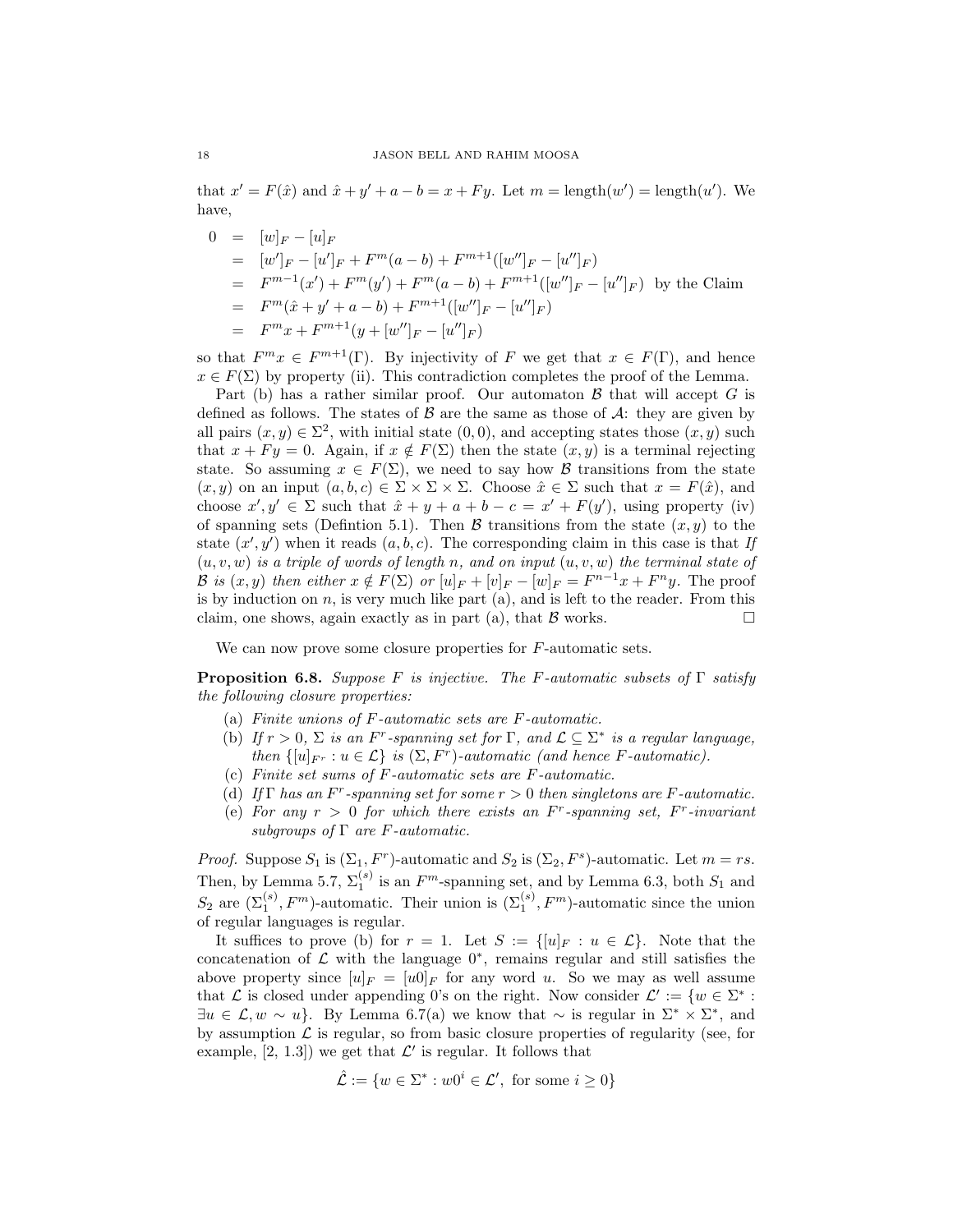that $x' = F(\hat{x})$ and $\hat{x} + y' + a - b = x + Fy$. Let $m = \text{length}(w') = \text{length}(u')$. We have,

$$
\begin{aligned}
0 &= [w]_F - [u]_F \\
&= [w']_F - [u']_F + F^m(a-b) + F^{m+1}([w'']_F - [u'']_F) \\
&= F^{m-1}(x') + F^m(y') + F^m(a-b) + F^{m+1}([w'']_F - [u'']_F) \quad \text{by the Claim} \\
&= F^m(\hat{x} + y' + a - b) + F^{m+1}([w'']_F - [u'']_F) \\
&= F^m x + F^{m+1}(y + [w'']_F - [u'']_F)
\end{aligned}
$$

so that $F^m x \in F^{m+1}(\Gamma)$. By injectivity of $F$ we get that $x \in F(\Gamma)$, and hence $x \in F(\Sigma)$ by property (ii). This contradiction completes the proof of the Lemma.

Part (b) has a rather similar proof. Our automaton $\mathcal{B}$ that will accept $G$ is defined as follows. The states of $\mathcal{B}$ are the same as those of $\mathcal{A}$: they are given by all pairs $(x, y) \in \Sigma^2$, with initial state $(0, 0)$, and accepting states those $(x, y)$ such that $x + Fy = 0$. Again, if $x \notin F(\Sigma)$ then the state $(x, y)$ is a terminal rejecting state. So assuming $x \in F(\Sigma)$, we need to say how $\mathcal{B}$ transitions from the state $(x, y)$ on an input $(a, b, c) \in \Sigma \times \Sigma \times \Sigma$. Choose $\hat{x} \in \Sigma$ such that $x = F(\hat{x})$, and choose $x', y' \in \Sigma$ such that $\hat{x} + y + a + b - c = x' + F(y')$, using property (iv) of spanning sets (Defintion 5.1). Then $\mathcal{B}$ transitions from the state $(x, y)$ to the state $(x', y')$ when it reads $(a, b, c)$. The corresponding claim in this case is that *If $(u, v, w)$ is a triple of words of length $n$, and on input $(u, v, w)$ the terminal state of $\mathcal{B}$ is $(x, y)$ then either $x \notin F(\Sigma)$ or $[u]_F + [v]_F - [w]_F = F^{n-1}x + F^n y$.* The proof is by induction on $n$, is very much like part (a), and is left to the reader. From this claim, one shows, again exactly as in part (a), that $\mathcal{B}$ works. $\square$

We can now prove some closure properties for $F$-automatic sets.

**Proposition 6.8.** *Suppose $F$ is injective. The $F$-automatic subsets of $\Gamma$ satisfy the following closure properties:*

(a) *Finite unions of $F$-automatic sets are $F$-automatic.*

(b) *If $r > 0$, $\Sigma$ is an $F^r$-spanning set for $\Gamma$, and $\mathcal{L} \subseteq \Sigma^*$ is a regular language, then $\{[u]_{F^r} : u \in \mathcal{L}\}$ is $(\Sigma, F^r)$-automatic (and hence $F$-automatic).*

(c) *Finite set sums of $F$-automatic sets are $F$-automatic.*

(d) *If $\Gamma$ has an $F^r$-spanning set for some $r > 0$ then singletons are $F$-automatic.*

(e) *For any $r > 0$ for which there exists an $F^r$-spanning set, $F^r$-invariant subgroups of $\Gamma$ are $F$-automatic.*

*Proof.* Suppose $S_1$ is $(\Sigma_1, F^r)$-automatic and $S_2$ is $(\Sigma_2, F^s)$-automatic. Let $m = rs$. Then, by Lemma 5.7, $\Sigma_1^{(s)}$ is an $F^m$-spanning set, and by Lemma 6.3, both $S_1$ and $S_2$ are $(\Sigma_1^{(s)}, F^m)$-automatic. Their union is $(\Sigma_1^{(s)}, F^m)$-automatic since the union of regular languages is regular.

It suffices to prove (b) for $r = 1$. Let $S := \{[u]_F : u \in \mathcal{L}\}$. Note that the concatenation of $\mathcal{L}$ with the language $0^*$, remains regular and still satisfies the above property since $[u]_F = [u0]_F$ for any word $u$. So we may as well assume that $\mathcal{L}$ is closed under appending 0's on the right. Now consider $\mathcal{L}' := \{w \in \Sigma^* : \exists u \in \mathcal{L}, w \sim u\}$. By Lemma 6.7(a) we know that $\sim$ is regular in $\Sigma^* \times \Sigma^*$, and by assumption $\mathcal{L}$ is regular, so from basic closure properties of regularity (see, for example, [2, 1.3]) we get that $\mathcal{L}'$ is regular. It follows that

$$\hat{\mathcal{L}} := \{w \in \Sigma^* : w0^i \in \mathcal{L}', \text{ for some } i \geq 0\}$$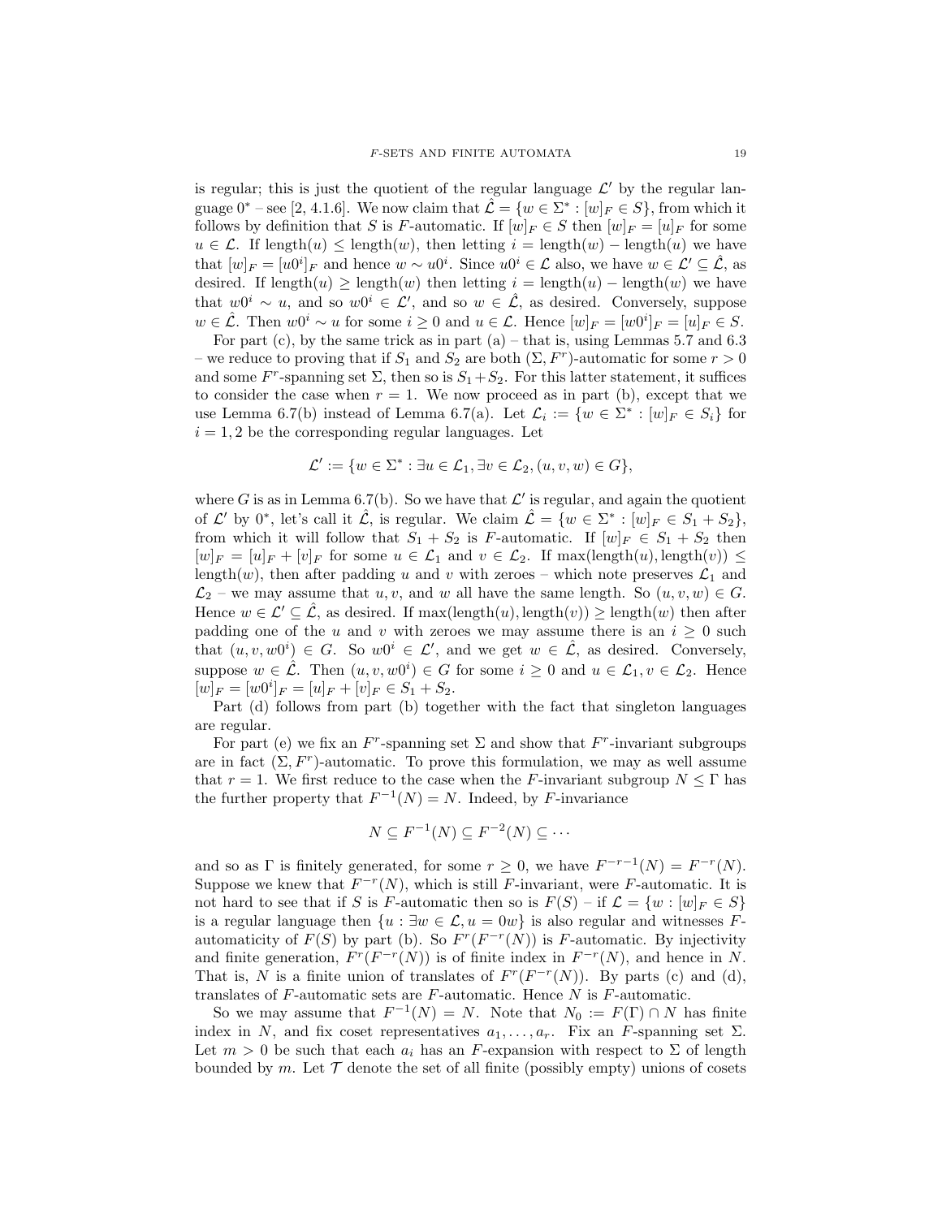is regular; this is just the quotient of the regular language $\mathcal{L}'$ by the regular language $0^*$ – see [2, 4.1.6]. We now claim that $\hat{\mathcal{L}} = \{w \in \Sigma^* : [w]_F \in S\}$, from which it follows by definition that $S$ is $F$-automatic. If $[w]_F \in S$ then $[w]_F = [u]_F$ for some $u \in \mathcal{L}$. If $\text{length}(u) \leq \text{length}(w)$, then letting $i = \text{length}(w) - \text{length}(u)$ we have that $[w]_F = [u0^i]_F$ and hence $w \sim u0^i$. Since $u0^i \in \mathcal{L}$ also, we have $w \in \mathcal{L}' \subseteq \hat{\mathcal{L}}$, as desired. If $\text{length}(u) \geq \text{length}(w)$ then letting $i = \text{length}(u) - \text{length}(w)$ we have that $w0^i \sim u$, and so $w0^i \in \mathcal{L}'$, and so $w \in \hat{\mathcal{L}}$, as desired. Conversely, suppose $w \in \hat{\mathcal{L}}$. Then $w0^i \sim u$ for some $i \geq 0$ and $u \in \mathcal{L}$. Hence $[w]_F = [w0^i]_F = [u]_F \in S$.

For part (c), by the same trick as in part (a) – that is, using Lemmas 5.7 and 6.3 – we reduce to proving that if $S_1$ and $S_2$ are both $(\Sigma, F^r)$-automatic for some $r > 0$ and some $F^r$-spanning set $\Sigma$, then so is $S_1 + S_2$. For this latter statement, it suffices to consider the case when $r = 1$. We now proceed as in part (b), except that we use Lemma 6.7(b) instead of Lemma 6.7(a). Let $\mathcal{L}_i := \{w \in \Sigma^* : [w]_F \in S_i\}$ for $i = 1, 2$ be the corresponding regular languages. Let

$$\mathcal{L}' := \{w \in \Sigma^* : \exists u \in \mathcal{L}_1, \exists v \in \mathcal{L}_2, (u, v, w) \in G\},$$

where $G$ is as in Lemma 6.7(b). So we have that $\mathcal{L}'$ is regular, and again the quotient of $\mathcal{L}'$ by $0^*$, let's call it $\hat{\mathcal{L}}$, is regular. We claim $\hat{\mathcal{L}} = \{w \in \Sigma^* : [w]_F \in S_1 + S_2\}$, from which it will follow that $S_1 + S_2$ is $F$-automatic. If $[w]_F \in S_1 + S_2$ then $[w]_F = [u]_F + [v]_F$ for some $u \in \mathcal{L}_1$ and $v \in \mathcal{L}_2$. If $\max(\text{length}(u), \text{length}(v)) \leq \text{length}(w)$, then after padding $u$ and $v$ with zeroes – which note preserves $\mathcal{L}_1$ and $\mathcal{L}_2$ – we may assume that $u, v$, and $w$ all have the same length. So $(u, v, w) \in G$. Hence $w \in \mathcal{L}' \subseteq \hat{\mathcal{L}}$, as desired. If $\max(\text{length}(u), \text{length}(v)) \geq \text{length}(w)$ then after padding one of the $u$ and $v$ with zeroes we may assume there is an $i \geq 0$ such that $(u, v, w0^i) \in G$. So $w0^i \in \mathcal{L}'$, and we get $w \in \hat{\mathcal{L}}$, as desired. Conversely, suppose $w \in \hat{\mathcal{L}}$. Then $(u, v, w0^i) \in G$ for some $i \geq 0$ and $u \in \mathcal{L}_1, v \in \mathcal{L}_2$. Hence $[w]_F = [w0^i]_F = [u]_F + [v]_F \in S_1 + S_2$.

Part (d) follows from part (b) together with the fact that singleton languages are regular.

For part (e) we fix an $F^r$-spanning set $\Sigma$ and show that $F^r$-invariant subgroups are in fact $(\Sigma, F^r)$-automatic. To prove this formulation, we may as well assume that $r = 1$. We first reduce to the case when the $F$-invariant subgroup $N \leq \Gamma$ has the further property that $F^{-1}(N) = N$. Indeed, by $F$-invariance

$$N \subseteq F^{-1}(N) \subseteq F^{-2}(N) \subseteq \cdots$$

and so as $\Gamma$ is finitely generated, for some $r \geq 0$, we have $F^{-r-1}(N) = F^{-r}(N)$. Suppose we knew that $F^{-r}(N)$, which is still $F$-invariant, were $F$-automatic. It is not hard to see that if $S$ is $F$-automatic then so is $F(S)$ – if $\mathcal{L} = \{w : [w]_F \in S\}$ is a regular language then $\{u : \exists w \in \mathcal{L}, u = 0w\}$ is also regular and witnesses $F$-automaticity of $F(S)$ by part (b). So $F^r(F^{-r}(N))$ is $F$-automatic. By injectivity and finite generation, $F^r(F^{-r}(N))$ is of finite index in $F^{-r}(N)$, and hence in $N$. That is, $N$ is a finite union of translates of $F^r(F^{-r}(N))$. By parts (c) and (d), translates of $F$-automatic sets are $F$-automatic. Hence $N$ is $F$-automatic.

So we may assume that $F^{-1}(N) = N$. Note that $N_0 := F(\Gamma) \cap N$ has finite index in $N$, and fix coset representatives $a_1, \ldots, a_r$. Fix an $F$-spanning set $\Sigma$. Let $m > 0$ be such that each $a_i$ has an $F$-expansion with respect to $\Sigma$ of length bounded by $m$. Let $\mathcal{T}$ denote the set of all finite (possibly empty) unions of cosets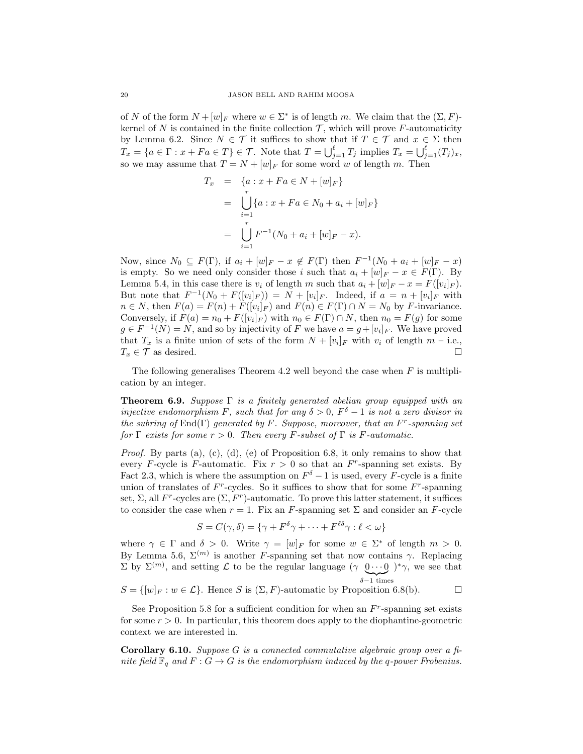of $N$ of the form $N + [w]_F$ where $w \in \Sigma^*$ is of length $m$. We claim that the $(\Sigma, F)$-kernel of $N$ is contained in the finite collection $\mathcal{T}$, which will prove $F$-automaticity by Lemma 6.2. Since $N \in \mathcal{T}$ it suffices to show that if $T \in \mathcal{T}$ and $x \in \Sigma$ then $T_x = \{a \in \Gamma : x + Fa \in T\} \in \mathcal{T}$. Note that $T = \bigcup_{j=1}^{\ell} T_j$ implies $T_x = \bigcup_{j=1}^{\ell} (T_j)_x$, so we may assume that $T = N + [w]_F$ for some word $w$ of length $m$. Then

$$
\begin{aligned}
T_x &= \{a : x + Fa \in N + [w]_F\} \\
&= \bigcup_{i=1}^{r} \{a : x + Fa \in N_0 + a_i + [w]_F\} \\
&= \bigcup_{i=1}^{r} F^{-1}(N_0 + a_i + [w]_F - x).
\end{aligned}
$$

Now, since $N_0 \subseteq F(\Gamma)$, if $a_i + [w]_F - x \notin F(\Gamma)$ then $F^{-1}(N_0 + a_i + [w]_F - x)$ is empty. So we need only consider those $i$ such that $a_i + [w]_F - x \in F(\Gamma)$. By Lemma 5.4, in this case there is $v_i$ of length $m$ such that $a_i + [w]_F - x = F([v_i]_F)$. But note that $F^{-1}(N_0 + F([v_i]_F)) = N + [v_i]_F$. Indeed, if $a = n + [v_i]_F$ with $n \in N$, then $F(a) = F(n) + F([v_i]_F)$ and $F(n) \in F(\Gamma) \cap N = N_0$ by $F$-invariance. Conversely, if $F(a) = n_0 + F([v_i]_F)$ with $n_0 \in F(\Gamma) \cap N$, then $n_0 = F(g)$ for some $g \in F^{-1}(N) = N$, and so by injectivity of $F$ we have $a = g + [v_i]_F$. We have proved that $T_x$ is a finite union of sets of the form $N + [v_i]_F$ with $v_i$ of length $m$ – i.e., $T_x \in \mathcal{T}$ as desired. $\square$

The following generalises Theorem 4.2 well beyond the case when $F$ is multiplication by an integer.

**Theorem 6.9.** *Suppose $\Gamma$ is a finitely generated abelian group equipped with an injective endomorphism $F$, such that for any $\delta > 0$, $F^\delta - 1$ is not a zero divisor in the subring of $\mathrm{End}(\Gamma)$ generated by $F$. Suppose, moreover, that an $F^r$-spanning set for $\Gamma$ exists for some $r > 0$. Then every $F$-subset of $\Gamma$ is $F$-automatic.*

*Proof.* By parts (a), (c), (d), (e) of Proposition 6.8, it only remains to show that every $F$-cycle is $F$-automatic. Fix $r > 0$ so that an $F^r$-spanning set exists. By Fact 2.3, which is where the assumption on $F^\delta - 1$ is used, every $F$-cycle is a finite union of translates of $F^r$-cycles. So it suffices to show that for some $F^r$-spanning set, $\Sigma$, all $F^r$-cycles are $(\Sigma, F^r)$-automatic. To prove this latter statement, it suffices to consider the case when $r = 1$. Fix an $F$-spanning set $\Sigma$ and consider an $F$-cycle

$$S = C(\gamma, \delta) = \{\gamma + F^\delta \gamma + \cdots + F^{\ell\delta}\gamma : \ell < \omega\}$$

where $\gamma \in \Gamma$ and $\delta > 0$. Write $\gamma = [w]_F$ for some $w \in \Sigma^*$ of length $m > 0$. By Lemma 5.6, $\Sigma^{(m)}$ is another $F$-spanning set that now contains $\gamma$. Replacing $\Sigma$ by $\Sigma^{(m)}$, and setting $\mathcal{L}$ to be the regular language $(\gamma \underbrace{0 \cdots 0}_{\delta - 1 \text{ times}})^* \gamma$, we see that $S = \{[w]_F : w \in \mathcal{L}\}$. Hence $S$ is $(\Sigma, F)$-automatic by Proposition 6.8(b). $\square$

See Proposition 5.8 for a sufficient condition for when an $F^r$-spanning set exists for some $r > 0$. In particular, this theorem does apply to the diophantine-geometric context we are interested in.

**Corollary 6.10.** *Suppose $G$ is a connected commutative algebraic group over a finite field $\mathbb{F}_q$ and $F : G \to G$ is the endomorphism induced by the $q$-power Frobenius.*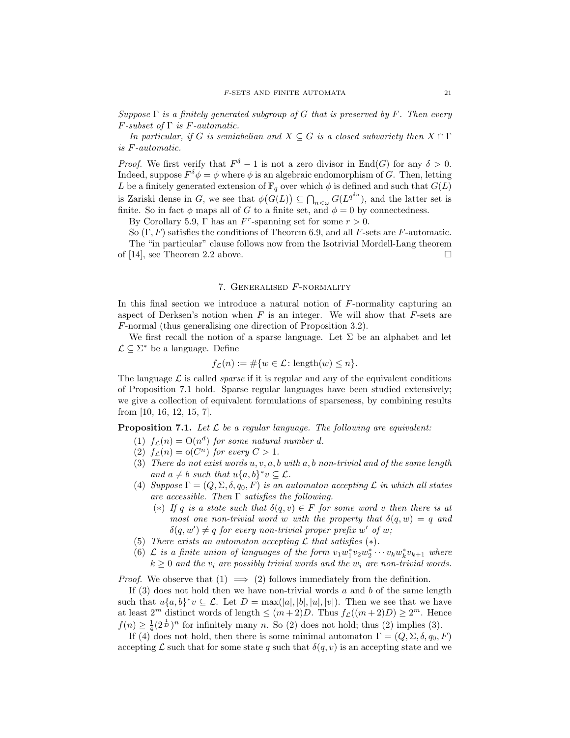*Suppose $\Gamma$ is a finitely generated subgroup of $G$ that is preserved by $F$. Then every $F$-subset of $\Gamma$ is $F$-automatic.*

*In particular, if $G$ is semiabelian and $X \subseteq G$ is a closed subvariety then $X \cap \Gamma$ is $F$-automatic.*

*Proof.* We first verify that $F^\delta - 1$ is not a zero divisor in $\mathrm{End}(G)$ for any $\delta > 0$. Indeed, suppose $F^\delta \phi = \phi$ where $\phi$ is an algebraic endomorphism of $G$. Then, letting $L$ be a finitely generated extension of $\mathbb{F}_q$ over which $\phi$ is defined and such that $G(L)$ is Zariski dense in $G$, we see that $\phi\big(G(L)\big) \subseteq \bigcap_{n<\omega} G(L^{q^{\delta n}})$, and the latter set is finite. So in fact $\phi$ maps all of $G$ to a finite set, and $\phi = 0$ by connectedness.

By Corollary 5.9, $\Gamma$ has an $F^r$-spanning set for some $r > 0$.

So $(\Gamma, F)$ satisfies the conditions of Theorem 6.9, and all $F$-sets are $F$-automatic.

The "in particular" clause follows now from the Isotrivial Mordell-Lang theorem of [14], see Theorem 2.2 above. □

## 7. Generalised $F$-normality

In this final section we introduce a natural notion of $F$-normality capturing an aspect of Derksen's notion when $F$ is an integer. We will show that $F$-sets are $F$-normal (thus generalising one direction of Proposition 3.2).

We first recall the notion of a sparse language. Let $\Sigma$ be an alphabet and let $\mathcal{L} \subseteq \Sigma^*$ be a language. Define

$$f_{\mathcal{L}}(n) := \#\{w \in \mathcal{L} : \mathrm{length}(w) \leq n\}.$$

The language $\mathcal{L}$ is called *sparse* if it is regular and any of the equivalent conditions of Proposition 7.1 hold. Sparse regular languages have been studied extensively; we give a collection of equivalent formulations of sparseness, by combining results from [10, 16, 12, 15, 7].

**Proposition 7.1.** *Let $\mathcal{L}$ be a regular language. The following are equivalent:*

1. *$f_{\mathcal{L}}(n) = \mathrm{O}(n^d)$ for some natural number $d$.*
2. *$f_{\mathcal{L}}(n) = \mathrm{o}(C^n)$ for every $C > 1$.*
3. *There do not exist words $u, v, a, b$ with $a, b$ non-trivial and of the same length and $a \neq b$ such that $u\{a, b\}^* v \subseteq \mathcal{L}$.*
4. *Suppose $\Gamma = (Q, \Sigma, \delta, q_0, F)$ is an automaton accepting $\mathcal{L}$ in which all states are accessible. Then $\Gamma$ satisfies the following.*
   - $(*)$ *If $q$ is a state such that $\delta(q, v) \in F$ for some word $v$ then there is at most one non-trivial word $w$ with the property that $\delta(q, w) = q$ and $\delta(q, w') \neq q$ for every non-trivial proper prefix $w'$ of $w$;*
5. *There exists an automaton accepting $\mathcal{L}$ that satisfies $(*)$.*
6. *$\mathcal{L}$ is a finite union of languages of the form $v_1 w_1^* v_2 w_2^* \cdots v_k w_k^* v_{k+1}$ where $k \geq 0$ and the $v_i$ are possibly trivial words and the $w_i$ are non-trivial words.*

*Proof.* We observe that (1) $\implies$ (2) follows immediately from the definition.

If (3) does not hold then we have non-trivial words $a$ and $b$ of the same length such that $u\{a, b\}^* v \subseteq \mathcal{L}$. Let $D = \max(|a|, |b|, |u|, |v|)$. Then we see that we have at least $2^m$ distinct words of length $\leq (m + 2)D$. Thus $f_{\mathcal{L}}((m + 2)D) \geq 2^m$. Hence $f(n) \geq \frac{1}{4}(2^{\frac{1}{D}})^n$ for infinitely many $n$. So (2) does not hold; thus (2) implies (3).

If (4) does not hold, then there is some minimal automaton $\Gamma = (Q, \Sigma, \delta, q_0, F)$ accepting $\mathcal{L}$ such that for some state $q$ such that $\delta(q, v)$ is an accepting state and we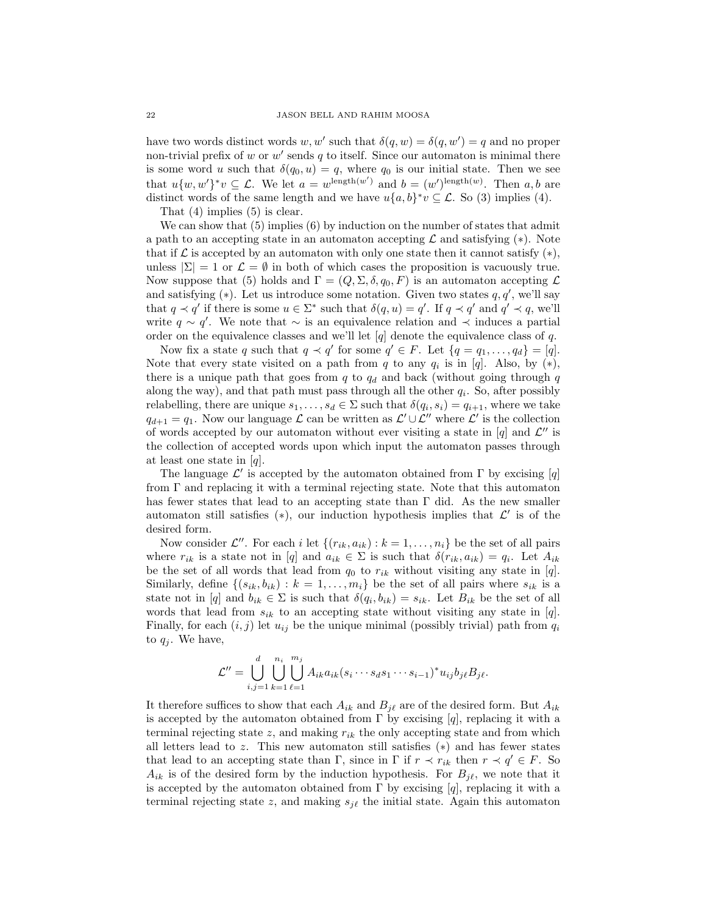have two words distinct words $w, w'$ such that $\delta(q, w) = \delta(q, w') = q$ and no proper non-trivial prefix of $w$ or $w'$ sends $q$ to itself. Since our automaton is minimal there is some word $u$ such that $\delta(q_0, u) = q$, where $q_0$ is our initial state. Then we see that $u\{w, w'\}^* v \subseteq \mathcal{L}$. We let $a = w^{\mathrm{length}(w')}$ and $b = (w')^{\mathrm{length}(w)}$. Then $a, b$ are distinct words of the same length and we have $u\{a, b\}^* v \subseteq \mathcal{L}$. So (3) implies (4).

That (4) implies (5) is clear.

We can show that (5) implies (6) by induction on the number of states that admit a path to an accepting state in an automaton accepting $\mathcal{L}$ and satisfying $(*)$. Note that if $\mathcal{L}$ is accepted by an automaton with only one state then it cannot satisfy $(*)$, unless $|\Sigma| = 1$ or $\mathcal{L} = \emptyset$ in both of which cases the proposition is vacuously true. Now suppose that (5) holds and $\Gamma = (Q, \Sigma, \delta, q_0, F)$ is an automaton accepting $\mathcal{L}$ and satisfying $(*)$. Let us introduce some notation. Given two states $q, q'$, we'll say that $q \prec q'$ if there is some $u \in \Sigma^*$ such that $\delta(q, u) = q'$. If $q \prec q'$ and $q' \prec q$, we'll write $q \sim q'$. We note that $\sim$ is an equivalence relation and $\prec$ induces a partial order on the equivalence classes and we'll let $[q]$ denote the equivalence class of $q$.

Now fix a state $q$ such that $q \prec q'$ for some $q' \in F$. Let $\{q = q_1, \ldots, q_d\} = [q]$. Note that every state visited on a path from $q$ to any $q_i$ is in $[q]$. Also, by $(*)$, there is a unique path that goes from $q$ to $q_d$ and back (without going through $q$ along the way), and that path must pass through all the other $q_i$. So, after possibly relabelling, there are unique $s_1, \ldots, s_d \in \Sigma$ such that $\delta(q_i, s_i) = q_{i+1}$, where we take $q_{d+1} = q_1$. Now our language $\mathcal{L}$ can be written as $\mathcal{L}' \cup \mathcal{L}''$ where $\mathcal{L}'$ is the collection of words accepted by our automaton without ever visiting a state in $[q]$ and $\mathcal{L}''$ is the collection of accepted words upon which input the automaton passes through at least one state in $[q]$.

The language $\mathcal{L}'$ is accepted by the automaton obtained from $\Gamma$ by excising $[q]$ from $\Gamma$ and replacing it with a terminal rejecting state. Note that this automaton has fewer states that lead to an accepting state than $\Gamma$ did. As the new smaller automaton still satisfies $(*)$, our induction hypothesis implies that $\mathcal{L}'$ is of the desired form.

Now consider $\mathcal{L}''$. For each $i$ let $\{(r_{ik}, a_{ik}) : k = 1, \ldots, n_i\}$ be the set of all pairs where $r_{ik}$ is a state not in $[q]$ and $a_{ik} \in \Sigma$ is such that $\delta(r_{ik}, a_{ik}) = q_i$. Let $A_{ik}$ be the set of all words that lead from $q_0$ to $r_{ik}$ without visiting any state in $[q]$. Similarly, define $\{(s_{ik}, b_{ik}) : k = 1, \ldots, m_i\}$ be the set of all pairs where $s_{ik}$ is a state not in $[q]$ and $b_{ik} \in \Sigma$ is such that $\delta(q_i, b_{ik}) = s_{ik}$. Let $B_{ik}$ be the set of all words that lead from $s_{ik}$ to an accepting state without visiting any state in $[q]$. Finally, for each $(i, j)$ let $u_{ij}$ be the unique minimal (possibly trivial) path from $q_i$ to $q_j$. We have,

$$\mathcal{L}'' = \bigcup_{i,j=1}^{d} \bigcup_{k=1}^{n_i} \bigcup_{\ell=1}^{m_j} A_{ik} a_{ik} (s_i \cdots s_d s_1 \cdots s_{i-1})^* u_{ij} b_{j\ell} B_{j\ell}.$$

It therefore suffices to show that each $A_{ik}$ and $B_{j\ell}$ are of the desired form. But $A_{ik}$ is accepted by the automaton obtained from $\Gamma$ by excising $[q]$, replacing it with a terminal rejecting state $z$, and making $r_{ik}$ the only accepting state and from which all letters lead to $z$. This new automaton still satisfies $(*)$ and has fewer states that lead to an accepting state than $\Gamma$, since in $\Gamma$ if $r \prec r_{ik}$ then $r \prec q' \in F$. So $A_{ik}$ is of the desired form by the induction hypothesis. For $B_{j\ell}$, we note that it is accepted by the automaton obtained from $\Gamma$ by excising $[q]$, replacing it with a terminal rejecting state $z$, and making $s_{j\ell}$ the initial state. Again this automaton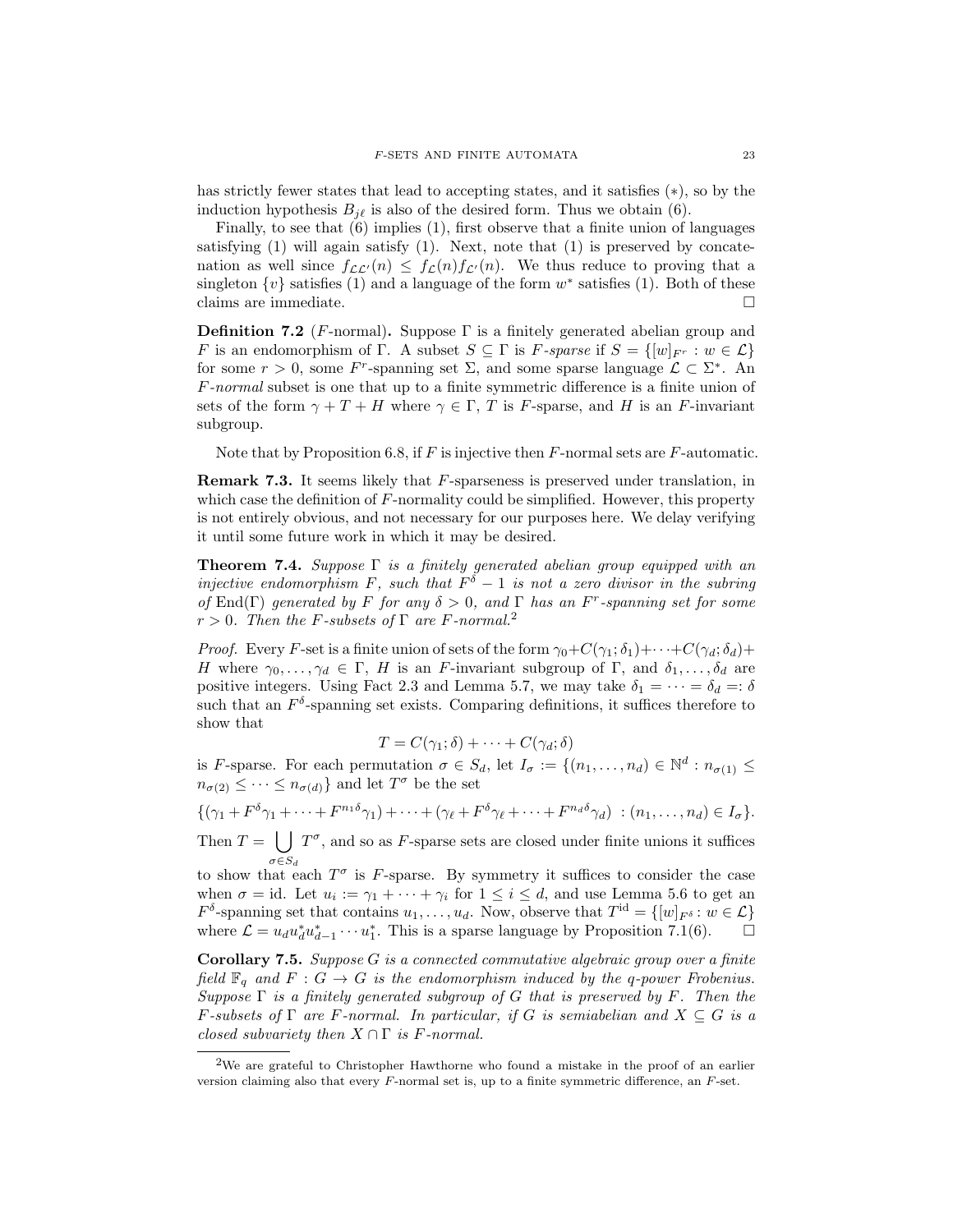has strictly fewer states that lead to accepting states, and it satisfies (∗), so by the induction hypothesis $B_{j\ell}$ is also of the desired form. Thus we obtain (6).

Finally, to see that (6) implies (1), first observe that a finite union of languages satisfying (1) will again satisfy (1). Next, note that (1) is preserved by concatenation as well since $f_{\mathcal{L}\mathcal{L}'}(n) \leq f_{\mathcal{L}}(n)f_{\mathcal{L}'}(n)$. We thus reduce to proving that a singleton $\{v\}$ satisfies (1) and a language of the form $w^*$ satisfies (1). Both of these claims are immediate. □

**Definition 7.2** ($F$-normal)**.** Suppose $\Gamma$ is a finitely generated abelian group and $F$ is an endomorphism of $\Gamma$. A subset $S \subseteq \Gamma$ is *$F$-sparse* if $S = \{[w]_{F^r} : w \in \mathcal{L}\}$ for some $r > 0$, some $F^r$-spanning set $\Sigma$, and some sparse language $\mathcal{L} \subset \Sigma^*$. An *$F$-normal* subset is one that up to a finite symmetric difference is a finite union of sets of the form $\gamma + T + H$ where $\gamma \in \Gamma$, $T$ is $F$-sparse, and $H$ is an $F$-invariant subgroup.

Note that by Proposition 6.8, if $F$ is injective then $F$-normal sets are $F$-automatic.

**Remark 7.3.** It seems likely that $F$-sparseness is preserved under translation, in which case the definition of $F$-normality could be simplified. However, this property is not entirely obvious, and not necessary for our purposes here. We delay verifying it until some future work in which it may be desired.

**Theorem 7.4.** *Suppose $\Gamma$ is a finitely generated abelian group equipped with an injective endomorphism $F$, such that $F^\delta - 1$ is not a zero divisor in the subring of $\operatorname{End}(\Gamma)$ generated by $F$ for any $\delta > 0$, and $\Gamma$ has an $F^r$-spanning set for some $r > 0$. Then the $F$-subsets of $\Gamma$ are $F$-normal.*[2]

*Proof.* Every $F$-set is a finite union of sets of the form $\gamma_0 + C(\gamma_1; \delta_1) + \cdots + C(\gamma_d; \delta_d) + H$ where $\gamma_0, \ldots, \gamma_d \in \Gamma$, $H$ is an $F$-invariant subgroup of $\Gamma$, and $\delta_1, \ldots, \delta_d$ are positive integers. Using Fact 2.3 and Lemma 5.7, we may take $\delta_1 = \cdots = \delta_d =: \delta$ such that an $F^\delta$-spanning set exists. Comparing definitions, it suffices therefore to show that

$$T = C(\gamma_1; \delta) + \cdots + C(\gamma_d; \delta)$$

is $F$-sparse. For each permutation $\sigma \in S_d$, let $I_\sigma := \{(n_1, \ldots, n_d) \in \mathbb{N}^d : n_{\sigma(1)} \leq n_{\sigma(2)} \leq \cdots \leq n_{\sigma(d)}\}$ and let $T^\sigma$ be the set

$$\{(\gamma_1 + F^\delta\gamma_1 + \cdots + F^{n_1\delta}\gamma_1) + \cdots + (\gamma_\ell + F^\delta\gamma_\ell + \cdots + F^{n_d\delta}\gamma_d) \ : (n_1, \ldots, n_d) \in I_\sigma\}.$$

Then $T = \bigcup_{\sigma \in S_d} T^\sigma$, and so as $F$-sparse sets are closed under finite unions it suffices to show that each $T^\sigma$ is $F$-sparse. By symmetry it suffices to consider the case when $\sigma = \mathrm{id}$. Let $u_i := \gamma_1 + \cdots + \gamma_i$ for $1 \leq i \leq d$, and use Lemma 5.6 to get an $F^\delta$-spanning set that contains $u_1, \ldots, u_d$. Now, observe that $T^{\mathrm{id}} = \{[w]_{F^\delta} : w \in \mathcal{L}\}$ where $\mathcal{L} = u_d u_d^* u_{d-1}^* \cdots u_1^*$. This is a sparse language by Proposition 7.1(6). □

**Corollary 7.5.** *Suppose $G$ is a connected commutative algebraic group over a finite field $\mathbb{F}_q$ and $F : G \to G$ is the endomorphism induced by the $q$-power Frobenius. Suppose $\Gamma$ is a finitely generated subgroup of $G$ that is preserved by $F$. Then the $F$-subsets of $\Gamma$ are $F$-normal. In particular, if $G$ is semiabelian and $X \subseteq G$ is a closed subvariety then $X \cap \Gamma$ is $F$-normal.*

---

[2] We are grateful to Christopher Hawthorne who found a mistake in the proof of an earlier version claiming also that every $F$-normal set is, up to a finite symmetric difference, an $F$-set.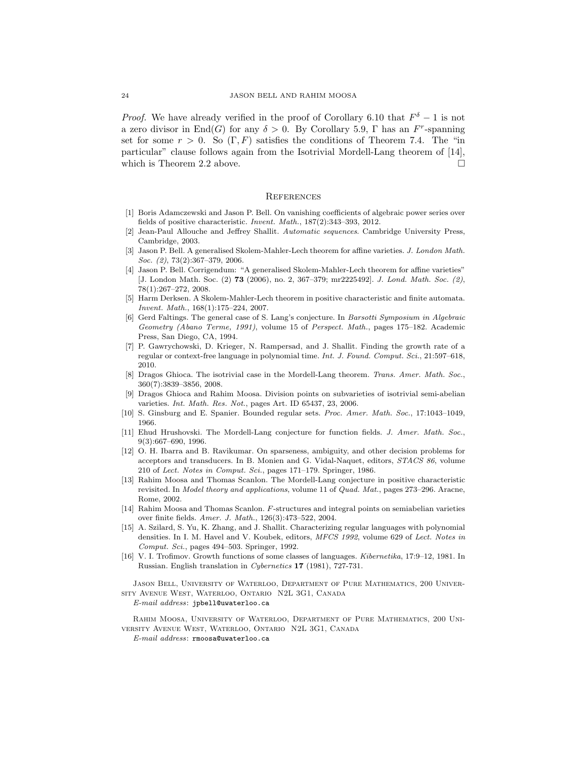*Proof.* We have already verified in the proof of Corollary 6.10 that $F^\delta - 1$ is not a zero divisor in $\operatorname{End}(G)$ for any $\delta > 0$. By Corollary 5.9, $\Gamma$ has an $F^r$-spanning set for some $r > 0$. So $(\Gamma, F)$ satisfies the conditions of Theorem 7.4. The "in particular" clause follows again from the Isotrivial Mordell-Lang theorem of [14], which is Theorem 2.2 above. □

## References

[1] Boris Adamczewski and Jason P. Bell. On vanishing coefficients of algebraic power series over fields of positive characteristic. *Invent. Math.*, 187(2):343–393, 2012.

[2] Jean-Paul Allouche and Jeffrey Shallit. *Automatic sequences*. Cambridge University Press, Cambridge, 2003.

[3] Jason P. Bell. A generalised Skolem-Mahler-Lech theorem for affine varieties. *J. London Math. Soc. (2)*, 73(2):367–379, 2006.

[4] Jason P. Bell. Corrigendum: "A generalised Skolem-Mahler-Lech theorem for affine varieties" [J. London Math. Soc. (2) **73** (2006), no. 2, 367–379; mr2225492]. *J. Lond. Math. Soc. (2)*, 78(1):267–272, 2008.

[5] Harm Derksen. A Skolem-Mahler-Lech theorem in positive characteristic and finite automata. *Invent. Math.*, 168(1):175–224, 2007.

[6] Gerd Faltings. The general case of S. Lang's conjecture. In *Barsotti Symposium in Algebraic Geometry (Abano Terme, 1991)*, volume 15 of *Perspect. Math.*, pages 175–182. Academic Press, San Diego, CA, 1994.

[7] P. Gawrychowski, D. Krieger, N. Rampersad, and J. Shallit. Finding the growth rate of a regular or context-free language in polynomial time. *Int. J. Found. Comput. Sci.*, 21:597–618, 2010.

[8] Dragos Ghioca. The isotrivial case in the Mordell-Lang theorem. *Trans. Amer. Math. Soc.*, 360(7):3839–3856, 2008.

[9] Dragos Ghioca and Rahim Moosa. Division points on subvarieties of isotrivial semi-abelian varieties. *Int. Math. Res. Not.*, pages Art. ID 65437, 23, 2006.

[10] S. Ginsburg and E. Spanier. Bounded regular sets. *Proc. Amer. Math. Soc.*, 17:1043–1049, 1966.

[11] Ehud Hrushovski. The Mordell-Lang conjecture for function fields. *J. Amer. Math. Soc.*, 9(3):667–690, 1996.

[12] O. H. Ibarra and B. Ravikumar. On sparseness, ambiguity, and other decision problems for acceptors and transducers. In B. Monien and G. Vidal-Naquet, editors, *STACS 86*, volume 210 of *Lect. Notes in Comput. Sci.*, pages 171–179. Springer, 1986.

[13] Rahim Moosa and Thomas Scanlon. The Mordell-Lang conjecture in positive characteristic revisited. In *Model theory and applications*, volume 11 of *Quad. Mat.*, pages 273–296. Aracne, Rome, 2002.

[14] Rahim Moosa and Thomas Scanlon. *F*-structures and integral points on semiabelian varieties over finite fields. *Amer. J. Math.*, 126(3):473–522, 2004.

[15] A. Szilard, S. Yu, K. Zhang, and J. Shallit. Characterizing regular languages with polynomial densities. In I. M. Havel and V. Koubek, editors, *MFCS 1992*, volume 629 of *Lect. Notes in Comput. Sci.*, pages 494–503. Springer, 1992.

[16] V. I. Trofimov. Growth functions of some classes of languages. *Kibernetika*, 17:9–12, 1981. In Russian. English translation in *Cybernetics* **17** (1981), 727-731.

Jason Bell, University of Waterloo, Department of Pure Mathematics, 200 University Avenue West, Waterloo, Ontario N2L 3G1, Canada

*E-mail address*: jpbell@uwaterloo.ca

Rahim Moosa, University of Waterloo, Department of Pure Mathematics, 200 University Avenue West, Waterloo, Ontario N2L 3G1, Canada

*E-mail address*: rmoosa@uwaterloo.ca